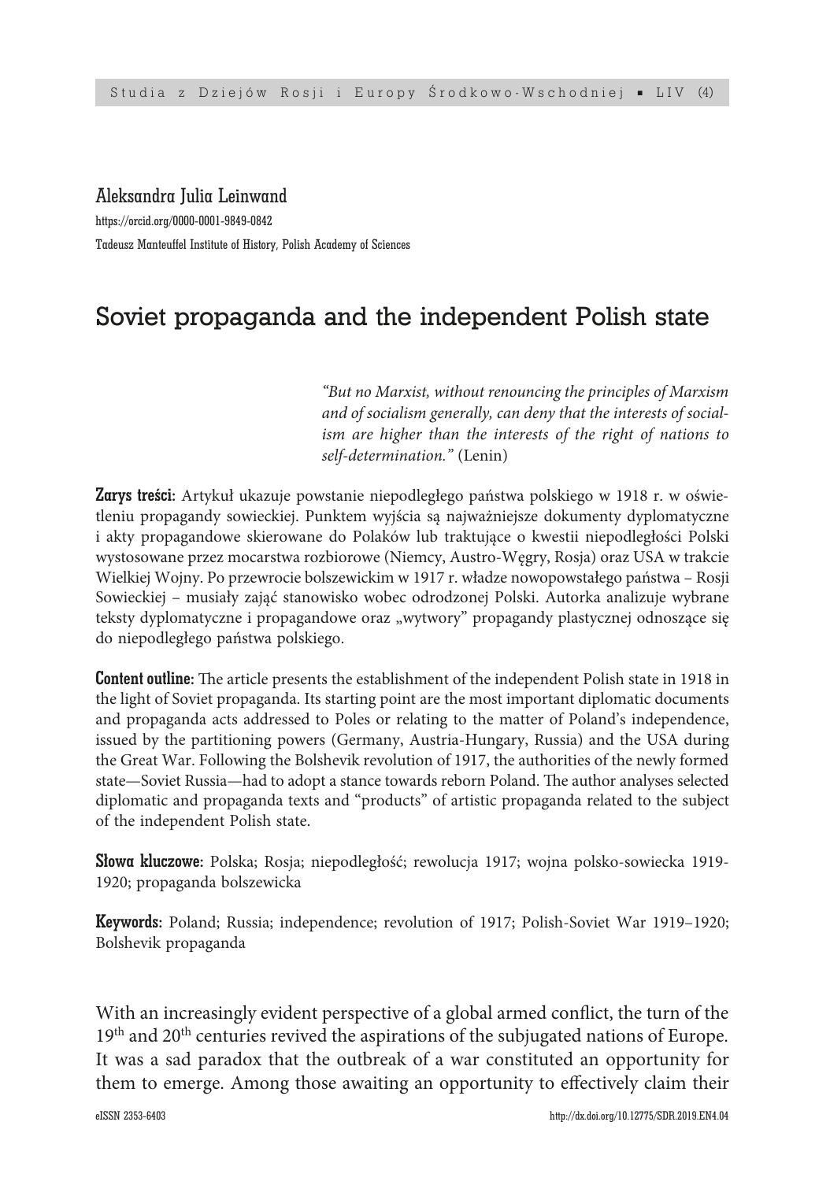Aleksandra Julia Leinwand

https://orcid.org/0000-0001-9849-0842

Tadeusz Manteuffel Institute of History, Polish Academy of Sciences

# Soviet propaganda and the independent Polish state

> *"But no Marxist, without renouncing the principles of Marxism and of socialism generally, can deny that the interests of socialism are higher than the interests of the right of nations to self-determination."* (Lenin)

**Zarys treści:** Artykuł ukazuje powstanie niepodległego państwa polskiego w 1918 r. w oświetleniu propagandy sowieckiej. Punktem wyjścia są najważniejsze dokumenty dyplomatyczne i akty propagandowe skierowane do Polaków lub traktujące o kwestii niepodległości Polski wystosowane przez mocarstwa rozbiorowe (Niemcy, Austro-Węgry, Rosja) oraz USA w trakcie Wielkiej Wojny. Po przewrocie bolszewickim w 1917 r. władze nowopowstałego państwa – Rosji Sowieckiej – musiały zająć stanowisko wobec odrodzonej Polski. Autorka analizuje wybrane teksty dyplomatyczne i propagandowe oraz „wytwory" propagandy plastycznej odnoszące się do niepodległego państwa polskiego.

**Content outline:** The article presents the establishment of the independent Polish state in 1918 in the light of Soviet propaganda. Its starting point are the most important diplomatic documents and propaganda acts addressed to Poles or relating to the matter of Poland's independence, issued by the partitioning powers (Germany, Austria-Hungary, Russia) and the USA during the Great War. Following the Bolshevik revolution of 1917, the authorities of the newly formed state—Soviet Russia—had to adopt a stance towards reborn Poland. The author analyses selected diplomatic and propaganda texts and "products" of artistic propaganda related to the subject of the independent Polish state.

**Słowa kluczowe:** Polska; Rosja; niepodległość; rewolucja 1917; wojna polsko-sowiecka 1919-1920; propaganda bolszewicka

**Keywords:** Poland; Russia; independence; revolution of 1917; Polish-Soviet War 1919–1920; Bolshevik propaganda

With an increasingly evident perspective of a global armed conflict, the turn of the 19th and 20th centuries revived the aspirations of the subjugated nations of Europe. It was a sad paradox that the outbreak of a war constituted an opportunity for them to emerge. Among those awaiting an opportunity to effectively claim their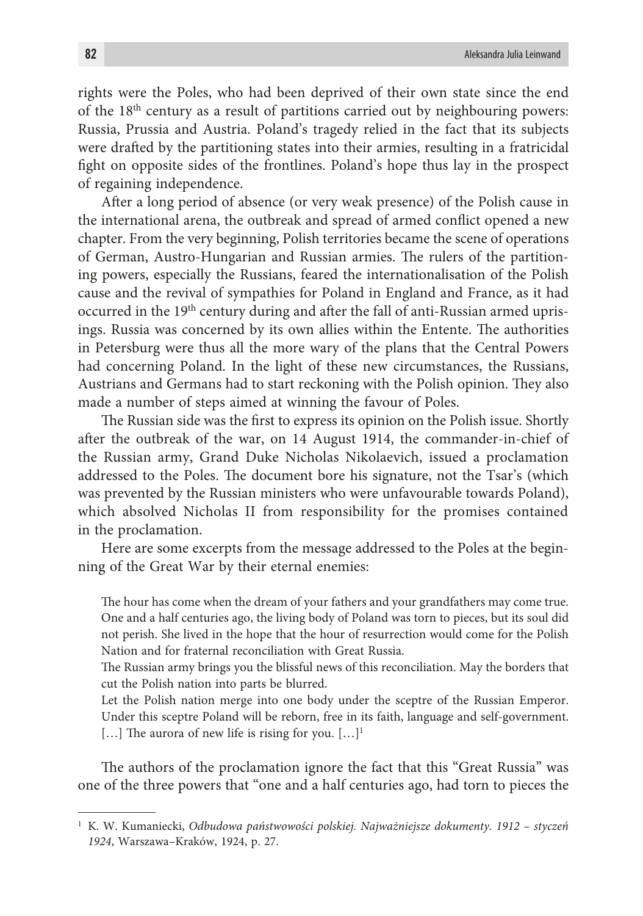rights were the Poles, who had been deprived of their own state since the end of the 18th century as a result of partitions carried out by neighbouring powers: Russia, Prussia and Austria. Poland's tragedy relied in the fact that its subjects were drafted by the partitioning states into their armies, resulting in a fratricidal fight on opposite sides of the frontlines. Poland's hope thus lay in the prospect of regaining independence.

After a long period of absence (or very weak presence) of the Polish cause in the international arena, the outbreak and spread of armed conflict opened a new chapter. From the very beginning, Polish territories became the scene of operations of German, Austro-Hungarian and Russian armies. The rulers of the partitioning powers, especially the Russians, feared the internationalisation of the Polish cause and the revival of sympathies for Poland in England and France, as it had occurred in the 19th century during and after the fall of anti-Russian armed uprisings. Russia was concerned by its own allies within the Entente. The authorities in Petersburg were thus all the more wary of the plans that the Central Powers had concerning Poland. In the light of these new circumstances, the Russians, Austrians and Germans had to start reckoning with the Polish opinion. They also made a number of steps aimed at winning the favour of Poles.

The Russian side was the first to express its opinion on the Polish issue. Shortly after the outbreak of the war, on 14 August 1914, the commander-in-chief of the Russian army, Grand Duke Nicholas Nikolaevich, issued a proclamation addressed to the Poles. The document bore his signature, not the Tsar's (which was prevented by the Russian ministers who were unfavourable towards Poland), which absolved Nicholas II from responsibility for the promises contained in the proclamation.

Here are some excerpts from the message addressed to the Poles at the beginning of the Great War by their eternal enemies:

> The hour has come when the dream of your fathers and your grandfathers may come true. One and a half centuries ago, the living body of Poland was torn to pieces, but its soul did not perish. She lived in the hope that the hour of resurrection would come for the Polish Nation and for fraternal reconciliation with Great Russia.
>
> The Russian army brings you the blissful news of this reconciliation. May the borders that cut the Polish nation into parts be blurred.
>
> Let the Polish nation merge into one body under the sceptre of the Russian Emperor. Under this sceptre Poland will be reborn, free in its faith, language and self-government. […] The aurora of new life is rising for you. […][1]

The authors of the proclamation ignore the fact that this "Great Russia" was one of the three powers that "one and a half centuries ago, had torn to pieces the

---

[1] K. W. Kumaniecki, *Odbudowa państwowości polskiej. Najważniejsze dokumenty. 1912 – styczeń 1924*, Warszawa–Kraków, 1924, p. 27.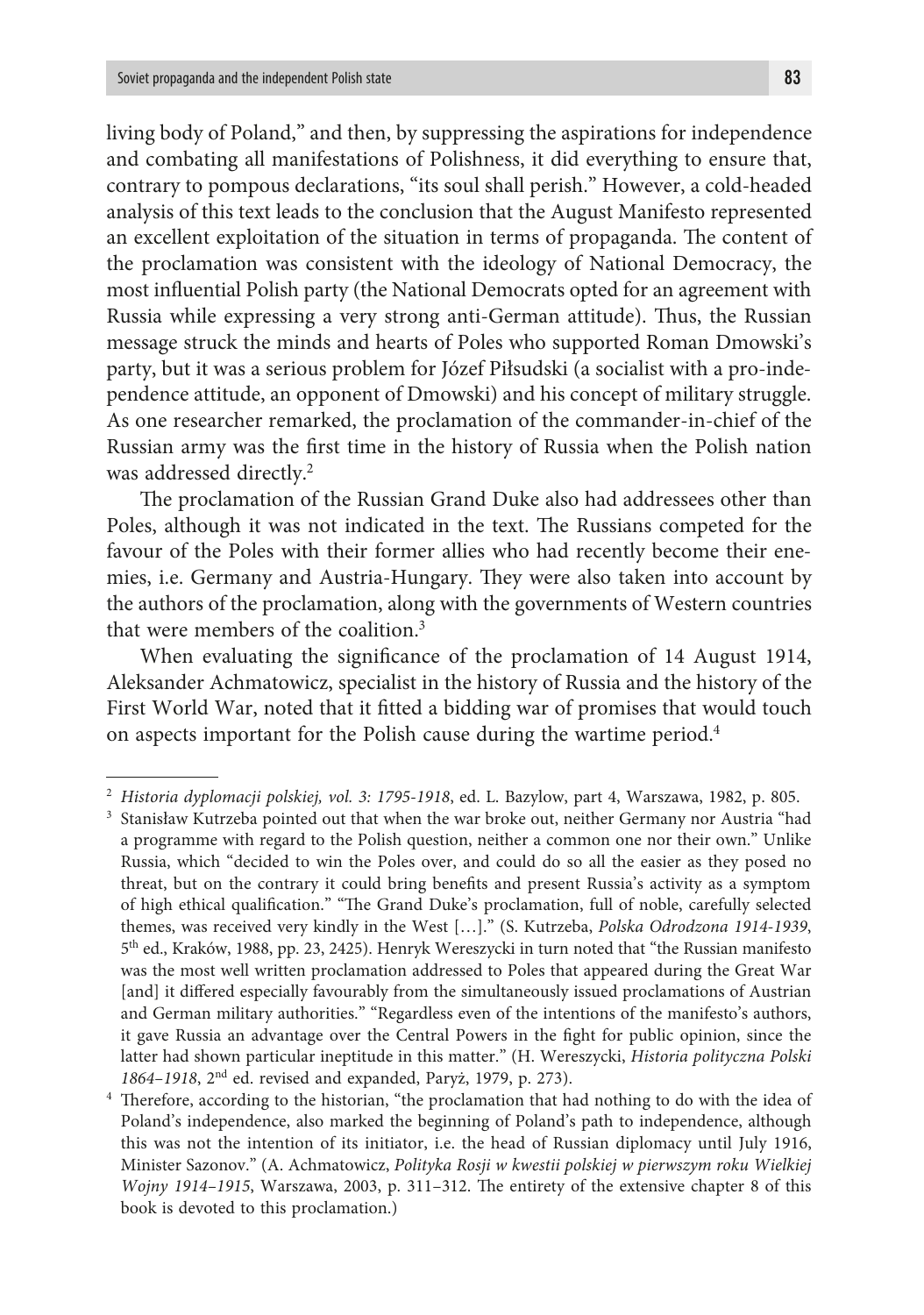living body of Poland," and then, by suppressing the aspirations for independence and combating all manifestations of Polishness, it did everything to ensure that, contrary to pompous declarations, "its soul shall perish." However, a cold-headed analysis of this text leads to the conclusion that the August Manifesto represented an excellent exploitation of the situation in terms of propaganda. The content of the proclamation was consistent with the ideology of National Democracy, the most influential Polish party (the National Democrats opted for an agreement with Russia while expressing a very strong anti-German attitude). Thus, the Russian message struck the minds and hearts of Poles who supported Roman Dmowski's party, but it was a serious problem for Józef Piłsudski (a socialist with a pro-independence attitude, an opponent of Dmowski) and his concept of military struggle. As one researcher remarked, the proclamation of the commander-in-chief of the Russian army was the first time in the history of Russia when the Polish nation was addressed directly.[2]

The proclamation of the Russian Grand Duke also had addressees other than Poles, although it was not indicated in the text. The Russians competed for the favour of the Poles with their former allies who had recently become their enemies, i.e. Germany and Austria-Hungary. They were also taken into account by the authors of the proclamation, along with the governments of Western countries that were members of the coalition.[3]

When evaluating the significance of the proclamation of 14 August 1914, Aleksander Achmatowicz, specialist in the history of Russia and the history of the First World War, noted that it fitted a bidding war of promises that would touch on aspects important for the Polish cause during the wartime period.[4]

---

[2] *Historia dyplomacji polskiej, vol. 3: 1795-1918*, ed. L. Bazylow, part 4, Warszawa, 1982, p. 805.

[3] Stanisław Kutrzeba pointed out that when the war broke out, neither Germany nor Austria "had a programme with regard to the Polish question, neither a common one nor their own." Unlike Russia, which "decided to win the Poles over, and could do so all the easier as they posed no threat, but on the contrary it could bring benefits and present Russia's activity as a symptom of high ethical qualification." "The Grand Duke's proclamation, full of noble, carefully selected themes, was received very kindly in the West […]." (S. Kutrzeba, *Polska Odrodzona 1914-1939*, 5th ed., Kraków, 1988, pp. 23, 2425). Henryk Wereszycki in turn noted that "the Russian manifesto was the most well written proclamation addressed to Poles that appeared during the Great War [and] it differed especially favourably from the simultaneously issued proclamations of Austrian and German military authorities." "Regardless even of the intentions of the manifesto's authors, it gave Russia an advantage over the Central Powers in the fight for public opinion, since the latter had shown particular ineptitude in this matter." (H. Wereszycki, *Historia polityczna Polski 1864–1918*, 2nd ed. revised and expanded, Paryż, 1979, p. 273).

[4] Therefore, according to the historian, "the proclamation that had nothing to do with the idea of Poland's independence, also marked the beginning of Poland's path to independence, although this was not the intention of its initiator, i.e. the head of Russian diplomacy until July 1916, Minister Sazonov." (A. Achmatowicz, *Polityka Rosji w kwestii polskiej w pierwszym roku Wielkiej Wojny 1914–1915*, Warszawa, 2003, p. 311–312. The entirety of the extensive chapter 8 of this book is devoted to this proclamation.)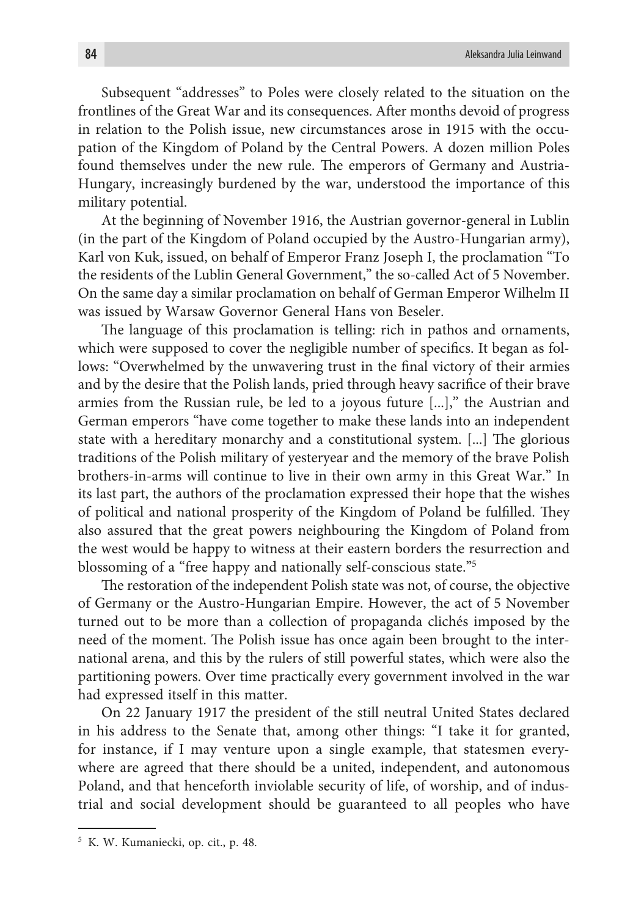Subsequent "addresses" to Poles were closely related to the situation on the frontlines of the Great War and its consequences. After months devoid of progress in relation to the Polish issue, new circumstances arose in 1915 with the occupation of the Kingdom of Poland by the Central Powers. A dozen million Poles found themselves under the new rule. The emperors of Germany and Austria-Hungary, increasingly burdened by the war, understood the importance of this military potential.

At the beginning of November 1916, the Austrian governor-general in Lublin (in the part of the Kingdom of Poland occupied by the Austro-Hungarian army), Karl von Kuk, issued, on behalf of Emperor Franz Joseph I, the proclamation "To the residents of the Lublin General Government," the so-called Act of 5 November. On the same day a similar proclamation on behalf of German Emperor Wilhelm II was issued by Warsaw Governor General Hans von Beseler.

The language of this proclamation is telling: rich in pathos and ornaments, which were supposed to cover the negligible number of specifics. It began as follows: "Overwhelmed by the unwavering trust in the final victory of their armies and by the desire that the Polish lands, pried through heavy sacrifice of their brave armies from the Russian rule, be led to a joyous future [...]," the Austrian and German emperors "have come together to make these lands into an independent state with a hereditary monarchy and a constitutional system. [...] The glorious traditions of the Polish military of yesteryear and the memory of the brave Polish brothers-in-arms will continue to live in their own army in this Great War." In its last part, the authors of the proclamation expressed their hope that the wishes of political and national prosperity of the Kingdom of Poland be fulfilled. They also assured that the great powers neighbouring the Kingdom of Poland from the west would be happy to witness at their eastern borders the resurrection and blossoming of a "free happy and nationally self-conscious state."[5]

The restoration of the independent Polish state was not, of course, the objective of Germany or the Austro-Hungarian Empire. However, the act of 5 November turned out to be more than a collection of propaganda clichés imposed by the need of the moment. The Polish issue has once again been brought to the international arena, and this by the rulers of still powerful states, which were also the partitioning powers. Over time practically every government involved in the war had expressed itself in this matter.

On 22 January 1917 the president of the still neutral United States declared in his address to the Senate that, among other things: "I take it for granted, for instance, if I may venture upon a single example, that statesmen everywhere are agreed that there should be a united, independent, and autonomous Poland, and that henceforth inviolable security of life, of worship, and of industrial and social development should be guaranteed to all peoples who have

---

[5] K. W. Kumaniecki, op. cit., p. 48.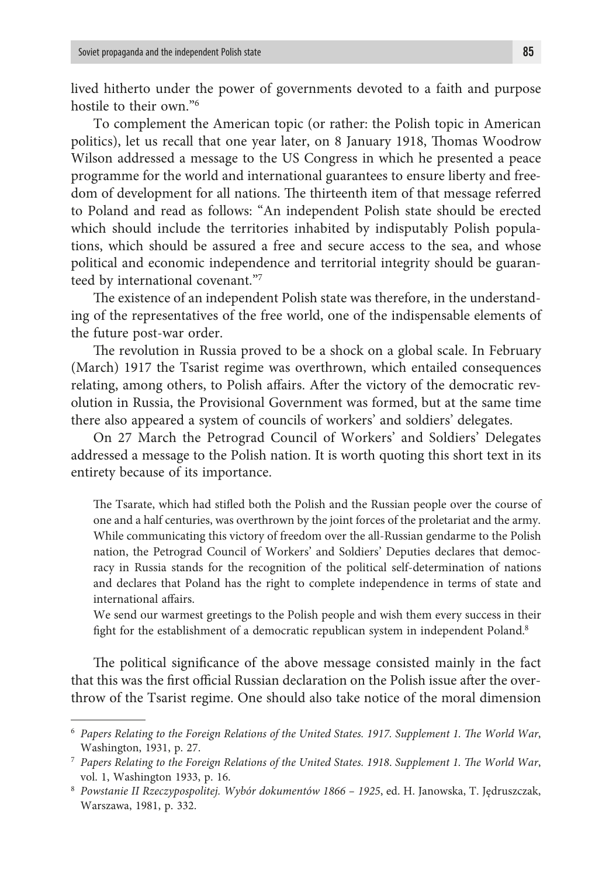lived hitherto under the power of governments devoted to a faith and purpose hostile to their own."[6]

To complement the American topic (or rather: the Polish topic in American politics), let us recall that one year later, on 8 January 1918, Thomas Woodrow Wilson addressed a message to the US Congress in which he presented a peace programme for the world and international guarantees to ensure liberty and freedom of development for all nations. The thirteenth item of that message referred to Poland and read as follows: "An independent Polish state should be erected which should include the territories inhabited by indisputably Polish populations, which should be assured a free and secure access to the sea, and whose political and economic independence and territorial integrity should be guaranteed by international covenant."[7]

The existence of an independent Polish state was therefore, in the understanding of the representatives of the free world, one of the indispensable elements of the future post-war order.

The revolution in Russia proved to be a shock on a global scale. In February (March) 1917 the Tsarist regime was overthrown, which entailed consequences relating, among others, to Polish affairs. After the victory of the democratic revolution in Russia, the Provisional Government was formed, but at the same time there also appeared a system of councils of workers' and soldiers' delegates.

On 27 March the Petrograd Council of Workers' and Soldiers' Delegates addressed a message to the Polish nation. It is worth quoting this short text in its entirety because of its importance.

> The Tsarate, which had stifled both the Polish and the Russian people over the course of one and a half centuries, was overthrown by the joint forces of the proletariat and the army. While communicating this victory of freedom over the all-Russian gendarme to the Polish nation, the Petrograd Council of Workers' and Soldiers' Deputies declares that democracy in Russia stands for the recognition of the political self-determination of nations and declares that Poland has the right to complete independence in terms of state and international affairs.
>
> We send our warmest greetings to the Polish people and wish them every success in their fight for the establishment of a democratic republican system in independent Poland.[8]

The political significance of the above message consisted mainly in the fact that this was the first official Russian declaration on the Polish issue after the overthrow of the Tsarist regime. One should also take notice of the moral dimension

---

[6] *Papers Relating to the Foreign Relations of the United States. 1917. Supplement 1. The World War*, Washington, 1931, p. 27.

[7] *Papers Relating to the Foreign Relations of the United States. 1918. Supplement 1. The World War*, vol. 1, Washington 1933, p. 16.

[8] *Powstanie II Rzeczypospolitej. Wybór dokumentów 1866 – 1925*, ed. H. Janowska, T. Jędruszczak, Warszawa, 1981, p. 332.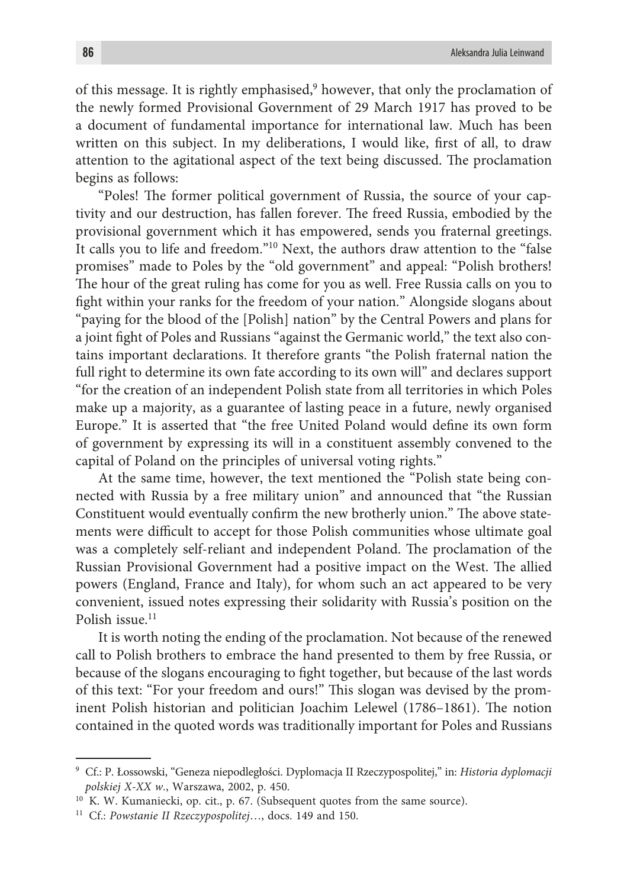of this message. It is rightly emphasised,[9] however, that only the proclamation of the newly formed Provisional Government of 29 March 1917 has proved to be a document of fundamental importance for international law. Much has been written on this subject. In my deliberations, I would like, first of all, to draw attention to the agitational aspect of the text being discussed. The proclamation begins as follows:

"Poles! The former political government of Russia, the source of your captivity and our destruction, has fallen forever. The freed Russia, embodied by the provisional government which it has empowered, sends you fraternal greetings. It calls you to life and freedom."[10] Next, the authors draw attention to the "false promises" made to Poles by the "old government" and appeal: "Polish brothers! The hour of the great ruling has come for you as well. Free Russia calls on you to fight within your ranks for the freedom of your nation." Alongside slogans about "paying for the blood of the [Polish] nation" by the Central Powers and plans for a joint fight of Poles and Russians "against the Germanic world," the text also contains important declarations. It therefore grants "the Polish fraternal nation the full right to determine its own fate according to its own will" and declares support "for the creation of an independent Polish state from all territories in which Poles make up a majority, as a guarantee of lasting peace in a future, newly organised Europe." It is asserted that "the free United Poland would define its own form of government by expressing its will in a constituent assembly convened to the capital of Poland on the principles of universal voting rights."

At the same time, however, the text mentioned the "Polish state being connected with Russia by a free military union" and announced that "the Russian Constituent would eventually confirm the new brotherly union." The above statements were difficult to accept for those Polish communities whose ultimate goal was a completely self-reliant and independent Poland. The proclamation of the Russian Provisional Government had a positive impact on the West. The allied powers (England, France and Italy), for whom such an act appeared to be very convenient, issued notes expressing their solidarity with Russia's position on the Polish issue.[11]

It is worth noting the ending of the proclamation. Not because of the renewed call to Polish brothers to embrace the hand presented to them by free Russia, or because of the slogans encouraging to fight together, but because of the last words of this text: "For your freedom and ours!" This slogan was devised by the prominent Polish historian and politician Joachim Lelewel (1786–1861). The notion contained in the quoted words was traditionally important for Poles and Russians

---

[9] Cf.: P. Łossowski, "Geneza niepodległości. Dyplomacja II Rzeczypospolitej," in: *Historia dyplomacji polskiej X-XX w.*, Warszawa, 2002, p. 450.

[10] K. W. Kumaniecki, op. cit., p. 67. (Subsequent quotes from the same source).

[11] Cf.: *Powstanie II Rzeczypospolitej…*, docs. 149 and 150.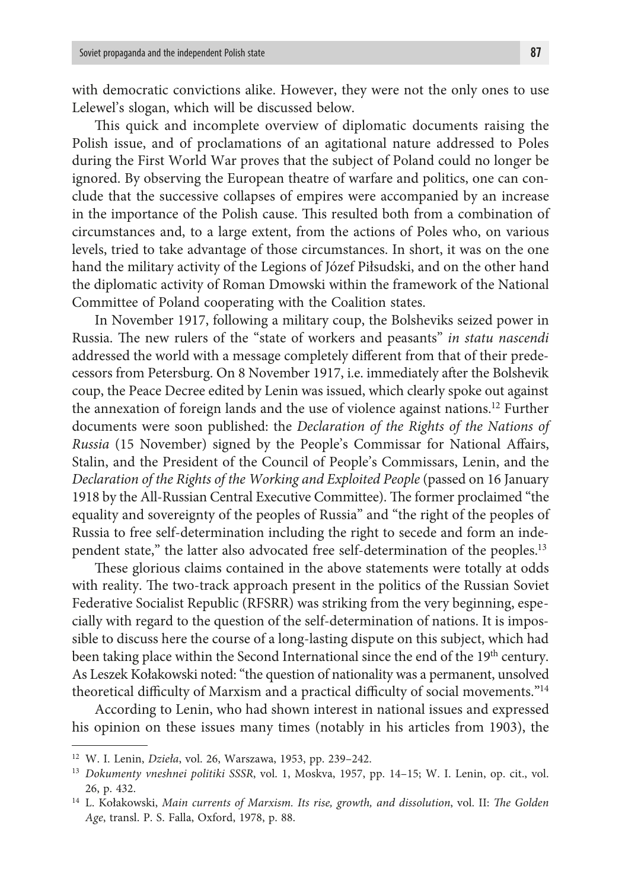with democratic convictions alike. However, they were not the only ones to use Lelewel's slogan, which will be discussed below.

This quick and incomplete overview of diplomatic documents raising the Polish issue, and of proclamations of an agitational nature addressed to Poles during the First World War proves that the subject of Poland could no longer be ignored. By observing the European theatre of warfare and politics, one can conclude that the successive collapses of empires were accompanied by an increase in the importance of the Polish cause. This resulted both from a combination of circumstances and, to a large extent, from the actions of Poles who, on various levels, tried to take advantage of those circumstances. In short, it was on the one hand the military activity of the Legions of Józef Piłsudski, and on the other hand the diplomatic activity of Roman Dmowski within the framework of the National Committee of Poland cooperating with the Coalition states.

In November 1917, following a military coup, the Bolsheviks seized power in Russia. The new rulers of the "state of workers and peasants" *in statu nascendi* addressed the world with a message completely different from that of their predecessors from Petersburg. On 8 November 1917, i.e. immediately after the Bolshevik coup, the Peace Decree edited by Lenin was issued, which clearly spoke out against the annexation of foreign lands and the use of violence against nations.[12] Further documents were soon published: the *Declaration of the Rights of the Nations of Russia* (15 November) signed by the People's Commissar for National Affairs, Stalin, and the President of the Council of People's Commissars, Lenin, and the *Declaration of the Rights of the Working and Exploited People* (passed on 16 January 1918 by the All-Russian Central Executive Committee). The former proclaimed "the equality and sovereignty of the peoples of Russia" and "the right of the peoples of Russia to free self-determination including the right to secede and form an independent state," the latter also advocated free self-determination of the peoples.[13]

These glorious claims contained in the above statements were totally at odds with reality. The two-track approach present in the politics of the Russian Soviet Federative Socialist Republic (RFSRR) was striking from the very beginning, especially with regard to the question of the self-determination of nations. It is impossible to discuss here the course of a long-lasting dispute on this subject, which had been taking place within the Second International since the end of the 19th century. As Leszek Kołakowski noted: "the question of nationality was a permanent, unsolved theoretical difficulty of Marxism and a practical difficulty of social movements."[14]

According to Lenin, who had shown interest in national issues and expressed his opinion on these issues many times (notably in his articles from 1903), the

---

[12] W. I. Lenin, *Dzieła*, vol. 26, Warszawa, 1953, pp. 239–242.

[13] *Dokumenty vneshnei politiki SSSR*, vol. 1, Moskva, 1957, pp. 14–15; W. I. Lenin, op. cit., vol. 26, p. 432.

[14] L. Kołakowski, *Main currents of Marxism. Its rise, growth, and dissolution*, vol. II: *The Golden Age*, transl. P. S. Falla, Oxford, 1978, p. 88.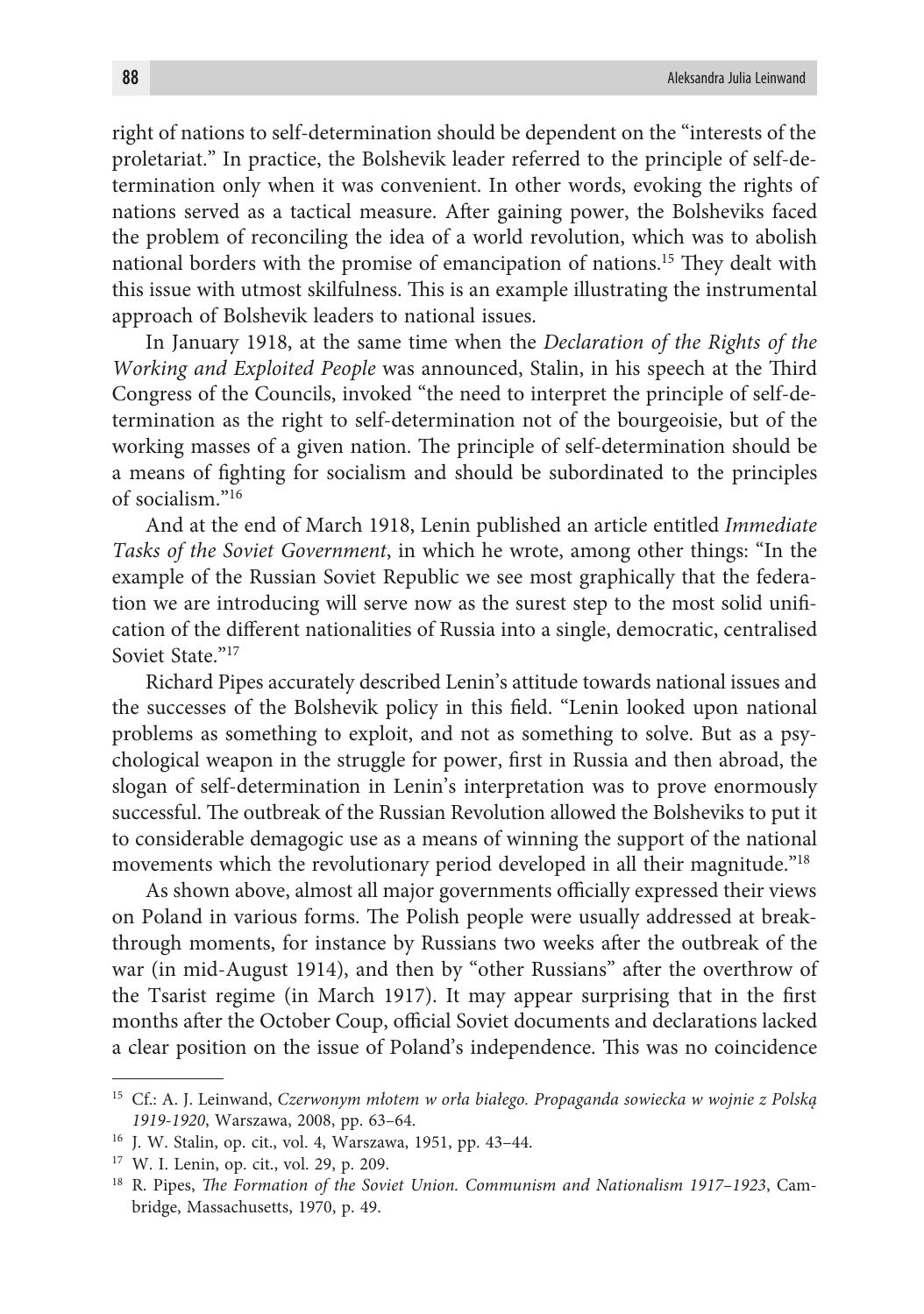right of nations to self-determination should be dependent on the "interests of the proletariat." In practice, the Bolshevik leader referred to the principle of self-determination only when it was convenient. In other words, evoking the rights of nations served as a tactical measure. After gaining power, the Bolsheviks faced the problem of reconciling the idea of a world revolution, which was to abolish national borders with the promise of emancipation of nations.[15] They dealt with this issue with utmost skilfulness. This is an example illustrating the instrumental approach of Bolshevik leaders to national issues.

In January 1918, at the same time when the *Declaration of the Rights of the Working and Exploited People* was announced, Stalin, in his speech at the Third Congress of the Councils, invoked "the need to interpret the principle of self-determination as the right to self-determination not of the bourgeoisie, but of the working masses of a given nation. The principle of self-determination should be a means of fighting for socialism and should be subordinated to the principles of socialism."[16]

And at the end of March 1918, Lenin published an article entitled *Immediate Tasks of the Soviet Government*, in which he wrote, among other things: "In the example of the Russian Soviet Republic we see most graphically that the federation we are introducing will serve now as the surest step to the most solid unification of the different nationalities of Russia into a single, democratic, centralised Soviet State."[17]

Richard Pipes accurately described Lenin's attitude towards national issues and the successes of the Bolshevik policy in this field. "Lenin looked upon national problems as something to exploit, and not as something to solve. But as a psychological weapon in the struggle for power, first in Russia and then abroad, the slogan of self-determination in Lenin's interpretation was to prove enormously successful. The outbreak of the Russian Revolution allowed the Bolsheviks to put it to considerable demagogic use as a means of winning the support of the national movements which the revolutionary period developed in all their magnitude."[18]

As shown above, almost all major governments officially expressed their views on Poland in various forms. The Polish people were usually addressed at breakthrough moments, for instance by Russians two weeks after the outbreak of the war (in mid-August 1914), and then by "other Russians" after the overthrow of the Tsarist regime (in March 1917). It may appear surprising that in the first months after the October Coup, official Soviet documents and declarations lacked a clear position on the issue of Poland's independence. This was no coincidence

---

[15] Cf.: A. J. Leinwand, *Czerwonym młotem w orła białego. Propaganda sowiecka w wojnie z Polską 1919-1920*, Warszawa, 2008, pp. 63–64.

[16] J. W. Stalin, op. cit., vol. 4, Warszawa, 1951, pp. 43–44.

[17] W. I. Lenin, op. cit., vol. 29, p. 209.

[18] R. Pipes, *The Formation of the Soviet Union. Communism and Nationalism 1917–1923*, Cambridge, Massachusetts, 1970, p. 49.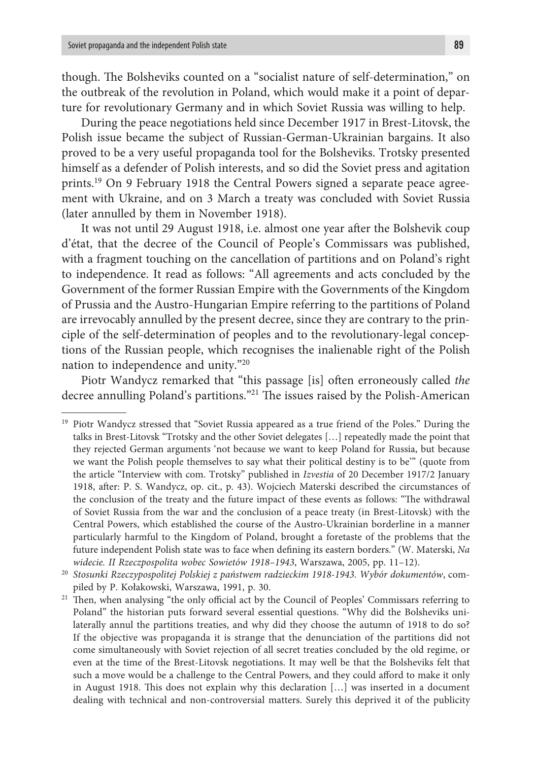though. The Bolsheviks counted on a "socialist nature of self-determination," on the outbreak of the revolution in Poland, which would make it a point of departure for revolutionary Germany and in which Soviet Russia was willing to help.

During the peace negotiations held since December 1917 in Brest-Litovsk, the Polish issue became the subject of Russian-German-Ukrainian bargains. It also proved to be a very useful propaganda tool for the Bolsheviks. Trotsky presented himself as a defender of Polish interests, and so did the Soviet press and agitation prints.[19] On 9 February 1918 the Central Powers signed a separate peace agreement with Ukraine, and on 3 March a treaty was concluded with Soviet Russia (later annulled by them in November 1918).

It was not until 29 August 1918, i.e. almost one year after the Bolshevik coup d'état, that the decree of the Council of People's Commissars was published, with a fragment touching on the cancellation of partitions and on Poland's right to independence. It read as follows: "All agreements and acts concluded by the Government of the former Russian Empire with the Governments of the Kingdom of Prussia and the Austro-Hungarian Empire referring to the partitions of Poland are irrevocably annulled by the present decree, since they are contrary to the principle of the self-determination of peoples and to the revolutionary-legal conceptions of the Russian people, which recognises the inalienable right of the Polish nation to independence and unity."[20]

Piotr Wandycz remarked that "this passage [is] often erroneously called *the* decree annulling Poland's partitions."[21] The issues raised by the Polish-American

---

[19] Piotr Wandycz stressed that "Soviet Russia appeared as a true friend of the Poles." During the talks in Brest-Litovsk "Trotsky and the other Soviet delegates […] repeatedly made the point that they rejected German arguments 'not because we want to keep Poland for Russia, but because we want the Polish people themselves to say what their political destiny is to be'" (quote from the article "Interview with com. Trotsky" published in *Izvestia* of 20 December 1917/2 January 1918, after: P. S. Wandycz, op. cit., p. 43). Wojciech Materski described the circumstances of the conclusion of the treaty and the future impact of these events as follows: "The withdrawal of Soviet Russia from the war and the conclusion of a peace treaty (in Brest-Litovsk) with the Central Powers, which established the course of the Austro-Ukrainian borderline in a manner particularly harmful to the Kingdom of Poland, brought a foretaste of the problems that the future independent Polish state was to face when defining its eastern borders." (W. Materski, *Na widecie. II Rzeczpospolita wobec Sowietów 1918–1943*, Warszawa, 2005, pp. 11–12).

[20] *Stosunki Rzeczypospolitej Polskiej z państwem radzieckim 1918-1943. Wybór dokumentów*, compiled by P. Kołakowski, Warszawa, 1991, p. 30.

[21] Then, when analysing "the only official act by the Council of Peoples' Commissars referring to Poland" the historian puts forward several essential questions. "Why did the Bolsheviks unilaterally annul the partitions treaties, and why did they choose the autumn of 1918 to do so? If the objective was propaganda it is strange that the denunciation of the partitions did not come simultaneously with Soviet rejection of all secret treaties concluded by the old regime, or even at the time of the Brest-Litovsk negotiations. It may well be that the Bolsheviks felt that such a move would be a challenge to the Central Powers, and they could afford to make it only in August 1918. This does not explain why this declaration […] was inserted in a document dealing with technical and non-controversial matters. Surely this deprived it of the publicity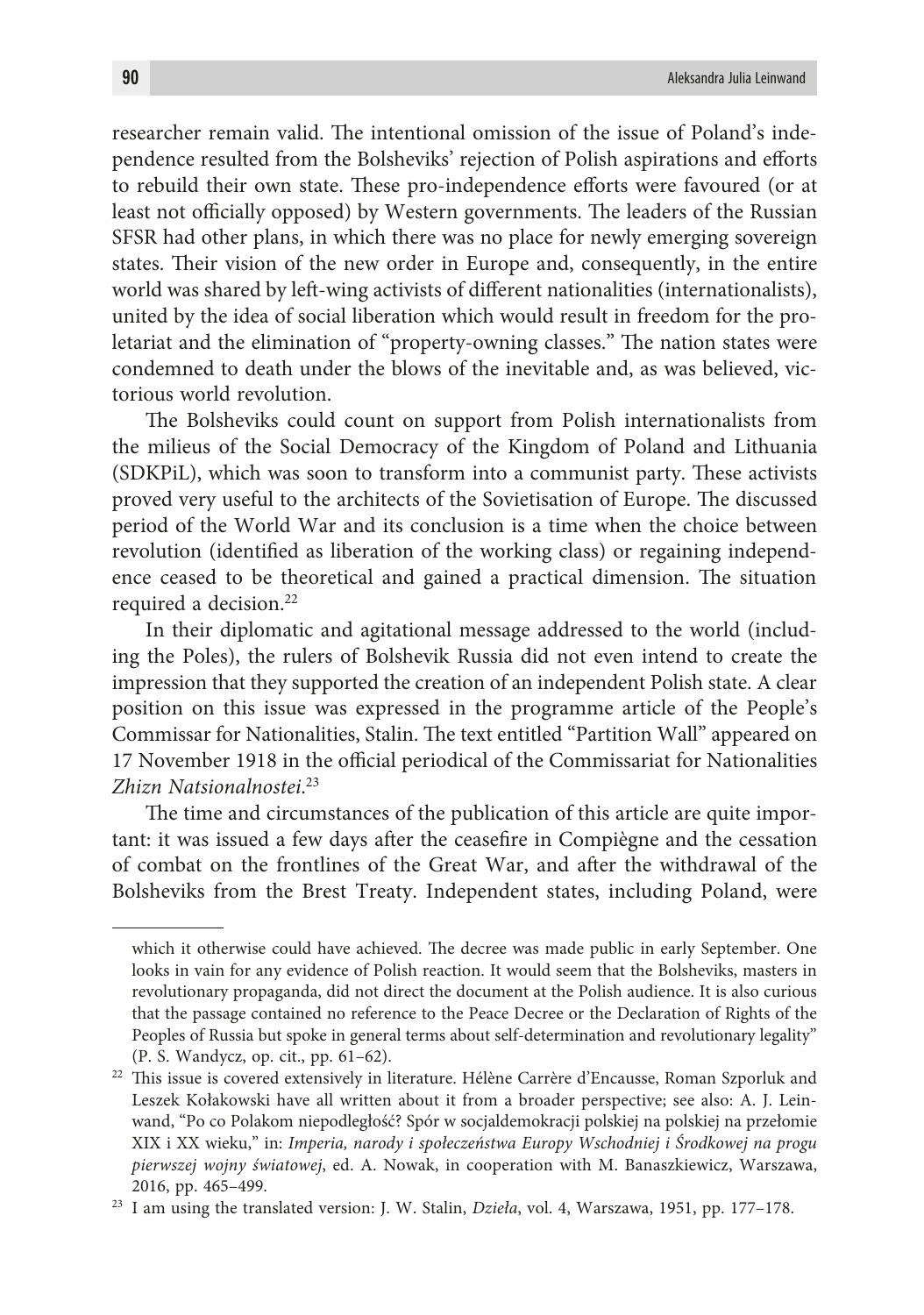researcher remain valid. The intentional omission of the issue of Poland's independence resulted from the Bolsheviks' rejection of Polish aspirations and efforts to rebuild their own state. These pro-independence efforts were favoured (or at least not officially opposed) by Western governments. The leaders of the Russian SFSR had other plans, in which there was no place for newly emerging sovereign states. Their vision of the new order in Europe and, consequently, in the entire world was shared by left-wing activists of different nationalities (internationalists), united by the idea of social liberation which would result in freedom for the proletariat and the elimination of "property-owning classes." The nation states were condemned to death under the blows of the inevitable and, as was believed, victorious world revolution.

The Bolsheviks could count on support from Polish internationalists from the milieus of the Social Democracy of the Kingdom of Poland and Lithuania (SDKPiL), which was soon to transform into a communist party. These activists proved very useful to the architects of the Sovietisation of Europe. The discussed period of the World War and its conclusion is a time when the choice between revolution (identified as liberation of the working class) or regaining independence ceased to be theoretical and gained a practical dimension. The situation required a decision.[22]

In their diplomatic and agitational message addressed to the world (including the Poles), the rulers of Bolshevik Russia did not even intend to create the impression that they supported the creation of an independent Polish state. A clear position on this issue was expressed in the programme article of the People's Commissar for Nationalities, Stalin. The text entitled "Partition Wall" appeared on 17 November 1918 in the official periodical of the Commissariat for Nationalities *Zhizn Natsionalnostei*.[23]

The time and circumstances of the publication of this article are quite important: it was issued a few days after the ceasefire in Compiègne and the cessation of combat on the frontlines of the Great War, and after the withdrawal of the Bolsheviks from the Brest Treaty. Independent states, including Poland, were

---

which it otherwise could have achieved. The decree was made public in early September. One looks in vain for any evidence of Polish reaction. It would seem that the Bolsheviks, masters in revolutionary propaganda, did not direct the document at the Polish audience. It is also curious that the passage contained no reference to the Peace Decree or the Declaration of Rights of the Peoples of Russia but spoke in general terms about self-determination and revolutionary legality" (P. S. Wandycz, op. cit., pp. 61–62).

[22] This issue is covered extensively in literature. Hélène Carrère d'Encausse, Roman Szporluk and Leszek Kołakowski have all written about it from a broader perspective; see also: A. J. Leinwand, "Po co Polakom niepodległość? Spór w socjaldemokracji polskiej na polskiej na przełomie XIX i XX wieku," in: *Imperia, narody i społeczeństwa Europy Wschodniej i Środkowej na progu pierwszej wojny światowej*, ed. A. Nowak, in cooperation with M. Banaszkiewicz, Warszawa, 2016, pp. 465–499.

[23] I am using the translated version: J. W. Stalin, *Dzieła*, vol. 4, Warszawa, 1951, pp. 177–178.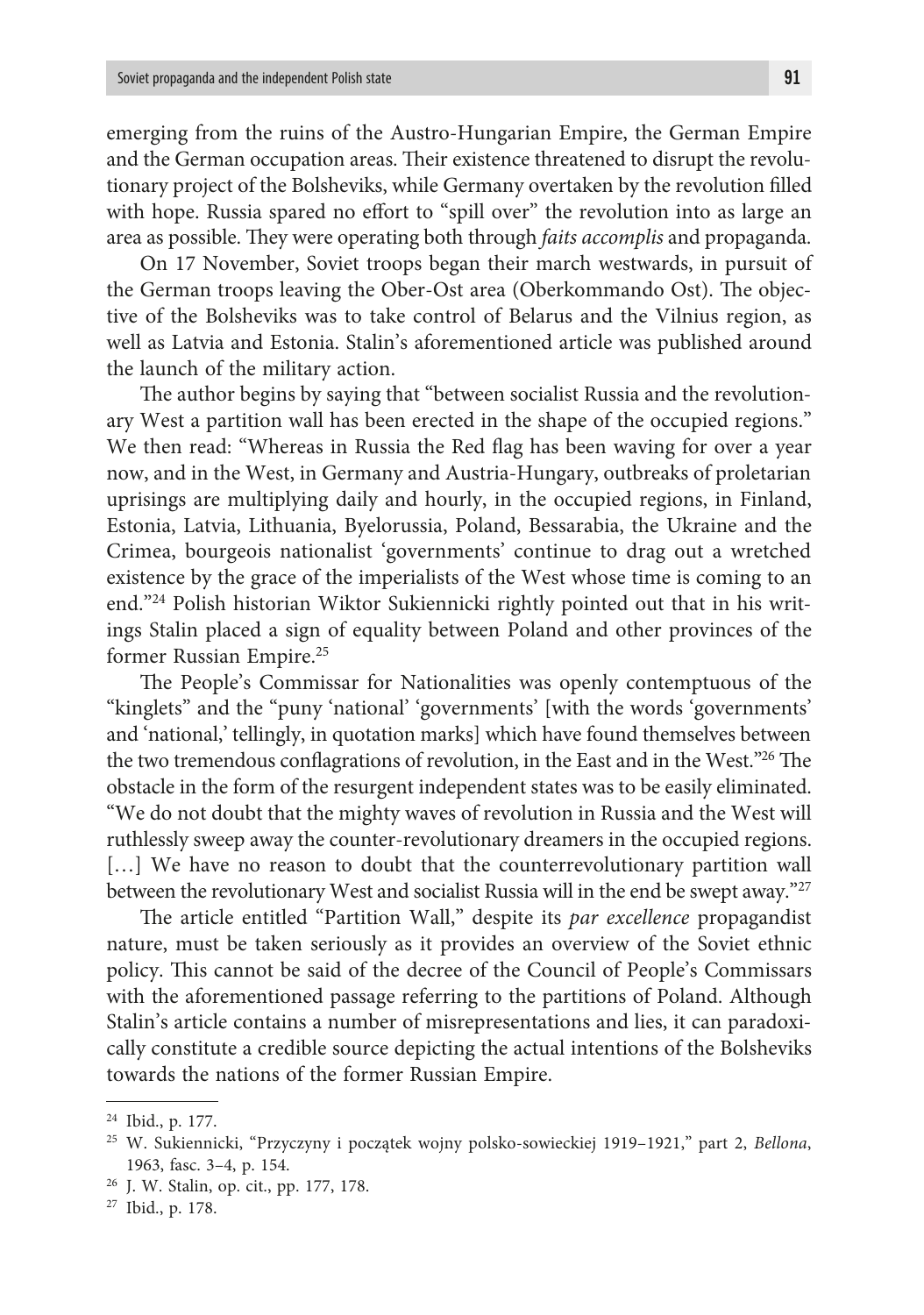emerging from the ruins of the Austro-Hungarian Empire, the German Empire and the German occupation areas. Their existence threatened to disrupt the revolutionary project of the Bolsheviks, while Germany overtaken by the revolution filled with hope. Russia spared no effort to "spill over" the revolution into as large an area as possible. They were operating both through *faits accomplis* and propaganda.

On 17 November, Soviet troops began their march westwards, in pursuit of the German troops leaving the Ober-Ost area (Oberkommando Ost). The objective of the Bolsheviks was to take control of Belarus and the Vilnius region, as well as Latvia and Estonia. Stalin's aforementioned article was published around the launch of the military action.

The author begins by saying that "between socialist Russia and the revolutionary West a partition wall has been erected in the shape of the occupied regions." We then read: "Whereas in Russia the Red flag has been waving for over a year now, and in the West, in Germany and Austria-Hungary, outbreaks of proletarian uprisings are multiplying daily and hourly, in the occupied regions, in Finland, Estonia, Latvia, Lithuania, Byelorussia, Poland, Bessarabia, the Ukraine and the Crimea, bourgeois nationalist 'governments' continue to drag out a wretched existence by the grace of the imperialists of the West whose time is coming to an end."[24] Polish historian Wiktor Sukiennicki rightly pointed out that in his writings Stalin placed a sign of equality between Poland and other provinces of the former Russian Empire.[25]

The People's Commissar for Nationalities was openly contemptuous of the "kinglets" and the "puny 'national' 'governments' [with the words 'governments' and 'national,' tellingly, in quotation marks] which have found themselves between the two tremendous conflagrations of revolution, in the East and in the West."[26] The obstacle in the form of the resurgent independent states was to be easily eliminated. "We do not doubt that the mighty waves of revolution in Russia and the West will ruthlessly sweep away the counter-revolutionary dreamers in the occupied regions. [...] We have no reason to doubt that the counterrevolutionary partition wall between the revolutionary West and socialist Russia will in the end be swept away."[27]

The article entitled "Partition Wall," despite its *par excellence* propagandist nature, must be taken seriously as it provides an overview of the Soviet ethnic policy. This cannot be said of the decree of the Council of People's Commissars with the aforementioned passage referring to the partitions of Poland. Although Stalin's article contains a number of misrepresentations and lies, it can paradoxically constitute a credible source depicting the actual intentions of the Bolsheviks towards the nations of the former Russian Empire.

---

[24] Ibid., p. 177.

[25] W. Sukiennicki, "Przyczyny i początek wojny polsko-sowieckiej 1919–1921," part 2, *Bellona*, 1963, fasc. 3–4, p. 154.

[26] J. W. Stalin, op. cit., pp. 177, 178.

[27] Ibid., p. 178.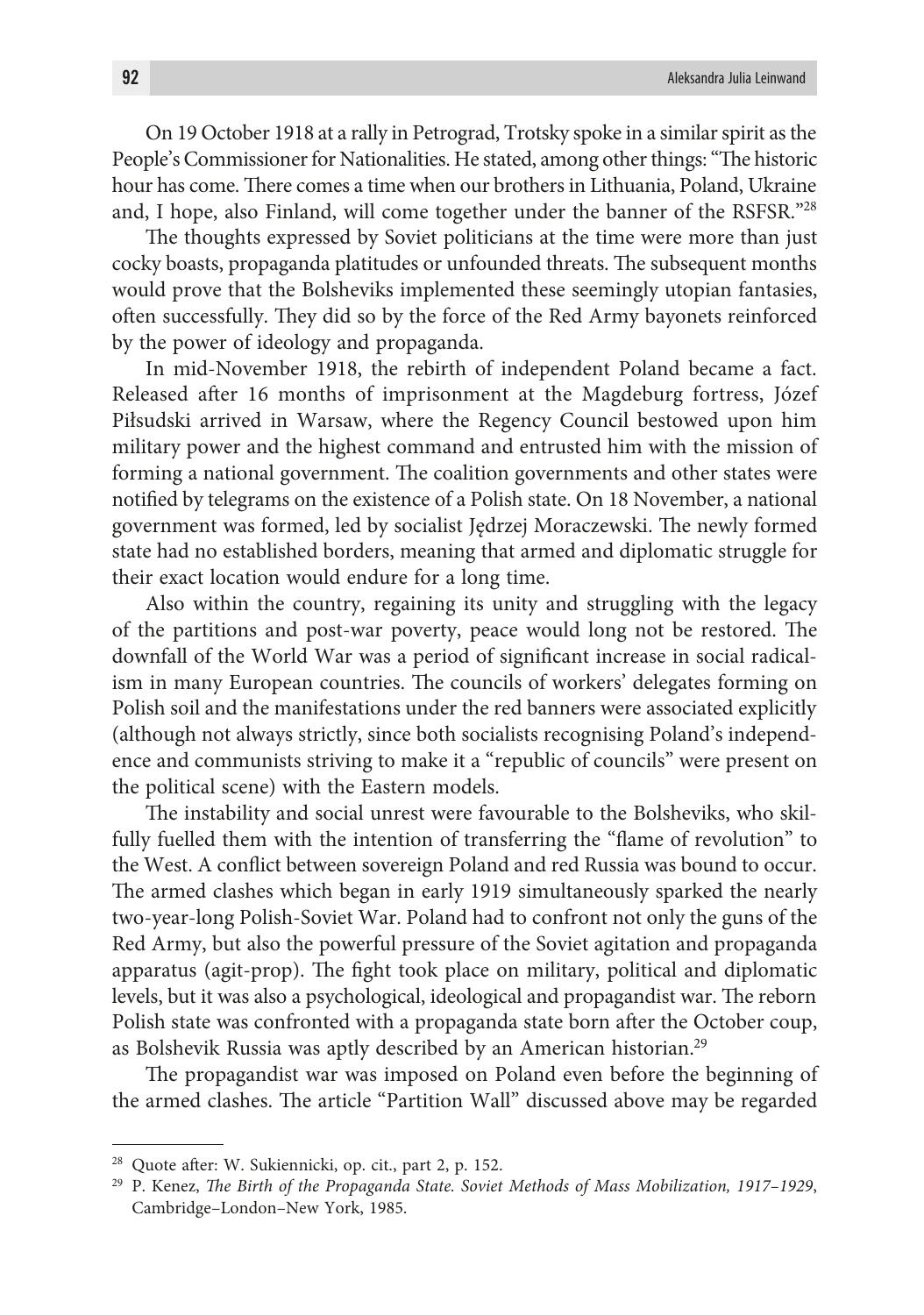On 19 October 1918 at a rally in Petrograd, Trotsky spoke in a similar spirit as the People's Commissioner for Nationalities. He stated, among other things: "The historic hour has come. There comes a time when our brothers in Lithuania, Poland, Ukraine and, I hope, also Finland, will come together under the banner of the RSFSR."[28]

The thoughts expressed by Soviet politicians at the time were more than just cocky boasts, propaganda platitudes or unfounded threats. The subsequent months would prove that the Bolsheviks implemented these seemingly utopian fantasies, often successfully. They did so by the force of the Red Army bayonets reinforced by the power of ideology and propaganda.

In mid-November 1918, the rebirth of independent Poland became a fact. Released after 16 months of imprisonment at the Magdeburg fortress, Józef Piłsudski arrived in Warsaw, where the Regency Council bestowed upon him military power and the highest command and entrusted him with the mission of forming a national government. The coalition governments and other states were notified by telegrams on the existence of a Polish state. On 18 November, a national government was formed, led by socialist Jędrzej Moraczewski. The newly formed state had no established borders, meaning that armed and diplomatic struggle for their exact location would endure for a long time.

Also within the country, regaining its unity and struggling with the legacy of the partitions and post-war poverty, peace would long not be restored. The downfall of the World War was a period of significant increase in social radicalism in many European countries. The councils of workers' delegates forming on Polish soil and the manifestations under the red banners were associated explicitly (although not always strictly, since both socialists recognising Poland's independence and communists striving to make it a "republic of councils" were present on the political scene) with the Eastern models.

The instability and social unrest were favourable to the Bolsheviks, who skilfully fuelled them with the intention of transferring the "flame of revolution" to the West. A conflict between sovereign Poland and red Russia was bound to occur. The armed clashes which began in early 1919 simultaneously sparked the nearly two-year-long Polish-Soviet War. Poland had to confront not only the guns of the Red Army, but also the powerful pressure of the Soviet agitation and propaganda apparatus (agit-prop). The fight took place on military, political and diplomatic levels, but it was also a psychological, ideological and propagandist war. The reborn Polish state was confronted with a propaganda state born after the October coup, as Bolshevik Russia was aptly described by an American historian.[29]

The propagandist war was imposed on Poland even before the beginning of the armed clashes. The article "Partition Wall" discussed above may be regarded

---

[28] Quote after: W. Sukiennicki, op. cit., part 2, p. 152.

[29] P. Kenez, *The Birth of the Propaganda State. Soviet Methods of Mass Mobilization, 1917–1929*, Cambridge–London–New York, 1985.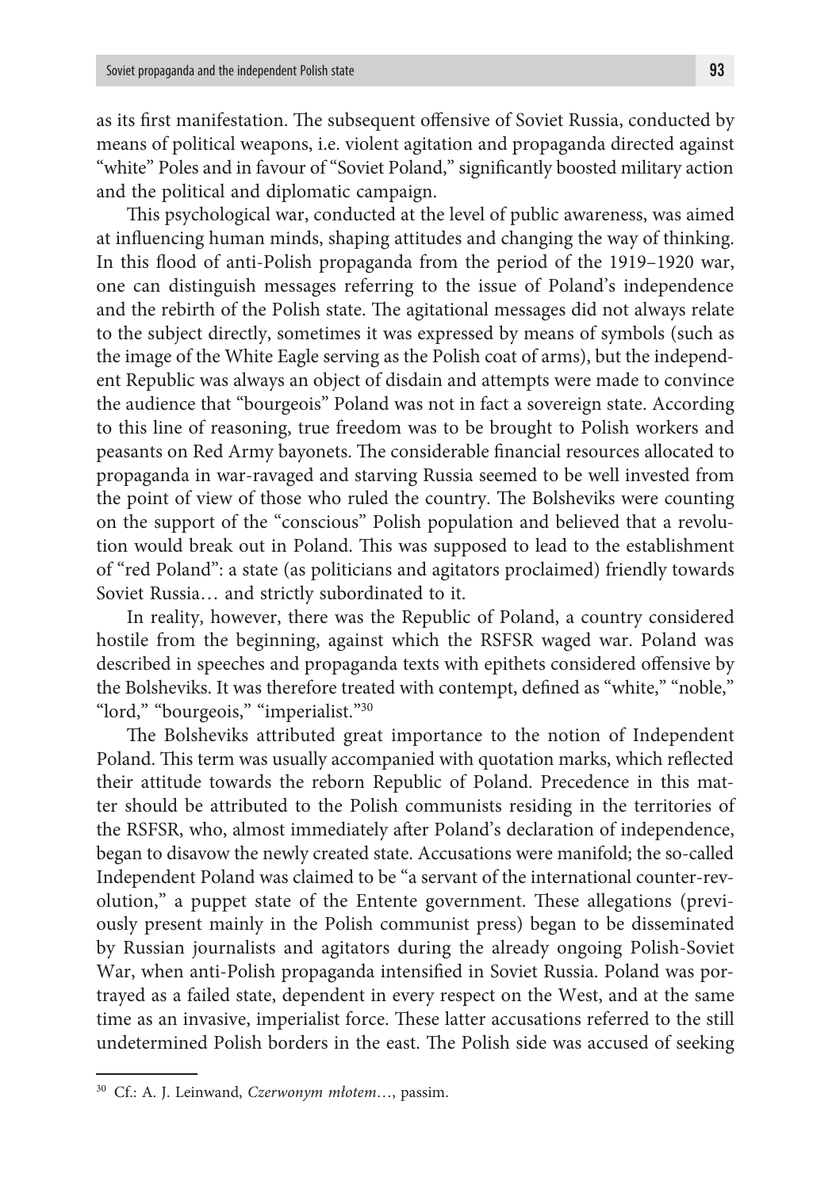as its first manifestation. The subsequent offensive of Soviet Russia, conducted by means of political weapons, i.e. violent agitation and propaganda directed against "white" Poles and in favour of "Soviet Poland," significantly boosted military action and the political and diplomatic campaign.

This psychological war, conducted at the level of public awareness, was aimed at influencing human minds, shaping attitudes and changing the way of thinking. In this flood of anti-Polish propaganda from the period of the 1919–1920 war, one can distinguish messages referring to the issue of Poland's independence and the rebirth of the Polish state. The agitational messages did not always relate to the subject directly, sometimes it was expressed by means of symbols (such as the image of the White Eagle serving as the Polish coat of arms), but the independent Republic was always an object of disdain and attempts were made to convince the audience that "bourgeois" Poland was not in fact a sovereign state. According to this line of reasoning, true freedom was to be brought to Polish workers and peasants on Red Army bayonets. The considerable financial resources allocated to propaganda in war-ravaged and starving Russia seemed to be well invested from the point of view of those who ruled the country. The Bolsheviks were counting on the support of the "conscious" Polish population and believed that a revolution would break out in Poland. This was supposed to lead to the establishment of "red Poland": a state (as politicians and agitators proclaimed) friendly towards Soviet Russia… and strictly subordinated to it.

In reality, however, there was the Republic of Poland, a country considered hostile from the beginning, against which the RSFSR waged war. Poland was described in speeches and propaganda texts with epithets considered offensive by the Bolsheviks. It was therefore treated with contempt, defined as "white," "noble," "lord," "bourgeois," "imperialist."[30]

The Bolsheviks attributed great importance to the notion of Independent Poland. This term was usually accompanied with quotation marks, which reflected their attitude towards the reborn Republic of Poland. Precedence in this matter should be attributed to the Polish communists residing in the territories of the RSFSR, who, almost immediately after Poland's declaration of independence, began to disavow the newly created state. Accusations were manifold; the so-called Independent Poland was claimed to be "a servant of the international counter-revolution," a puppet state of the Entente government. These allegations (previously present mainly in the Polish communist press) began to be disseminated by Russian journalists and agitators during the already ongoing Polish-Soviet War, when anti-Polish propaganda intensified in Soviet Russia. Poland was portrayed as a failed state, dependent in every respect on the West, and at the same time as an invasive, imperialist force. These latter accusations referred to the still undetermined Polish borders in the east. The Polish side was accused of seeking

[30] Cf.: A. J. Leinwand, *Czerwonym młotem*…, passim.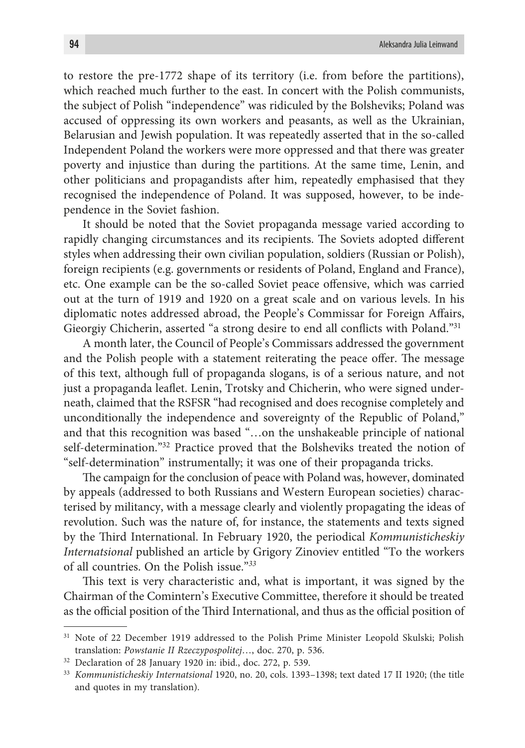to restore the pre-1772 shape of its territory (i.e. from before the partitions), which reached much further to the east. In concert with the Polish communists, the subject of Polish "independence" was ridiculed by the Bolsheviks; Poland was accused of oppressing its own workers and peasants, as well as the Ukrainian, Belarusian and Jewish population. It was repeatedly asserted that in the so-called Independent Poland the workers were more oppressed and that there was greater poverty and injustice than during the partitions. At the same time, Lenin, and other politicians and propagandists after him, repeatedly emphasised that they recognised the independence of Poland. It was supposed, however, to be independence in the Soviet fashion.

It should be noted that the Soviet propaganda message varied according to rapidly changing circumstances and its recipients. The Soviets adopted different styles when addressing their own civilian population, soldiers (Russian or Polish), foreign recipients (e.g. governments or residents of Poland, England and France), etc. One example can be the so-called Soviet peace offensive, which was carried out at the turn of 1919 and 1920 on a great scale and on various levels. In his diplomatic notes addressed abroad, the People's Commissar for Foreign Affairs, Gieorgiy Chicherin, asserted "a strong desire to end all conflicts with Poland."[31]

A month later, the Council of People's Commissars addressed the government and the Polish people with a statement reiterating the peace offer. The message of this text, although full of propaganda slogans, is of a serious nature, and not just a propaganda leaflet. Lenin, Trotsky and Chicherin, who were signed underneath, claimed that the RSFSR "had recognised and does recognise completely and unconditionally the independence and sovereignty of the Republic of Poland," and that this recognition was based "…on the unshakeable principle of national self-determination."[32] Practice proved that the Bolsheviks treated the notion of "self-determination" instrumentally; it was one of their propaganda tricks.

The campaign for the conclusion of peace with Poland was, however, dominated by appeals (addressed to both Russians and Western European societies) characterised by militancy, with a message clearly and violently propagating the ideas of revolution. Such was the nature of, for instance, the statements and texts signed by the Third International. In February 1920, the periodical *Kommunisticheskiy Internatsional* published an article by Grigory Zinoviev entitled "To the workers of all countries. On the Polish issue."[33]

This text is very characteristic and, what is important, it was signed by the Chairman of the Comintern's Executive Committee, therefore it should be treated as the official position of the Third International, and thus as the official position of

---

[31] Note of 22 December 1919 addressed to the Polish Prime Minister Leopold Skulski; Polish translation: *Powstanie II Rzeczypospolitej*…, doc. 270, p. 536.

[32] Declaration of 28 January 1920 in: ibid., doc. 272, p. 539.

[33] *Kommunisticheskiy Internatsional* 1920, no. 20, cols. 1393–1398; text dated 17 II 1920; (the title and quotes in my translation).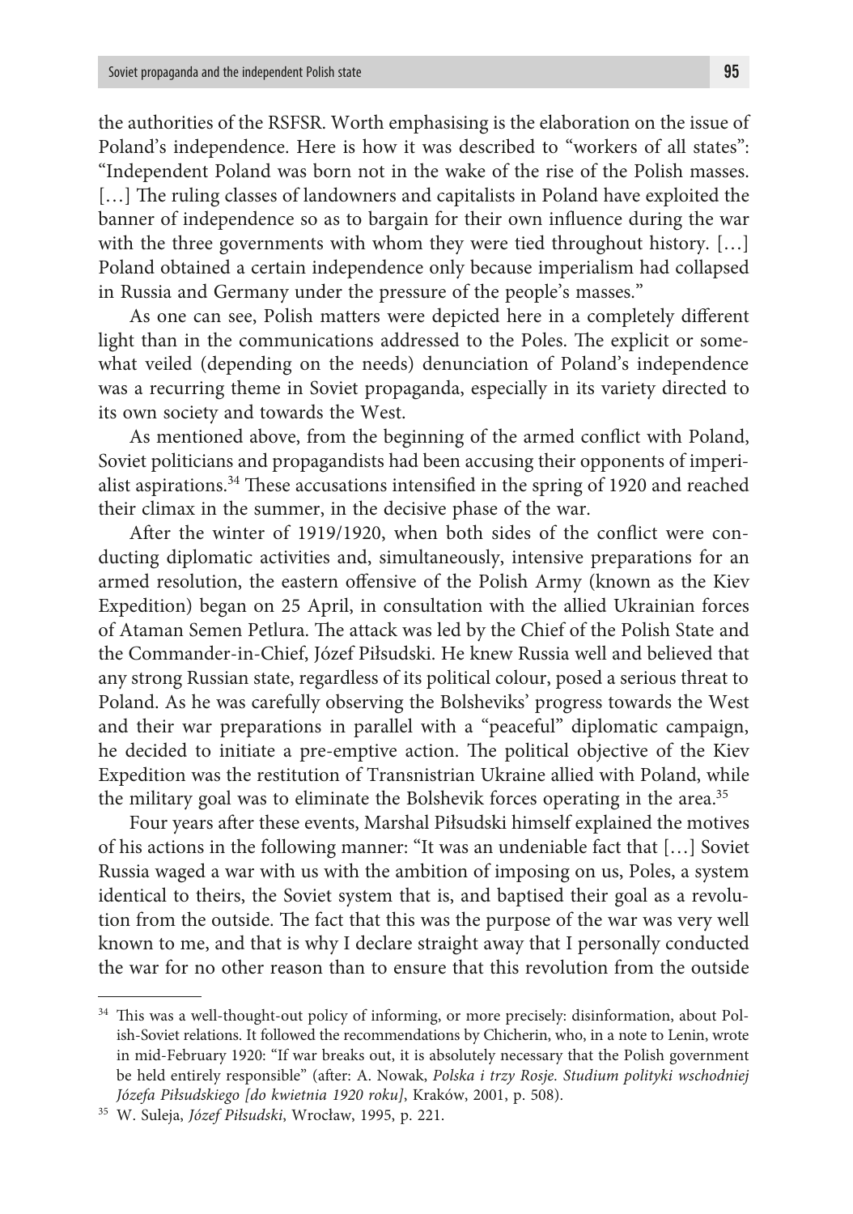the authorities of the RSFSR. Worth emphasising is the elaboration on the issue of Poland's independence. Here is how it was described to "workers of all states": "Independent Poland was born not in the wake of the rise of the Polish masses. […] The ruling classes of landowners and capitalists in Poland have exploited the banner of independence so as to bargain for their own influence during the war with the three governments with whom they were tied throughout history. […] Poland obtained a certain independence only because imperialism had collapsed in Russia and Germany under the pressure of the people's masses."

As one can see, Polish matters were depicted here in a completely different light than in the communications addressed to the Poles. The explicit or somewhat veiled (depending on the needs) denunciation of Poland's independence was a recurring theme in Soviet propaganda, especially in its variety directed to its own society and towards the West.

As mentioned above, from the beginning of the armed conflict with Poland, Soviet politicians and propagandists had been accusing their opponents of imperialist aspirations.[34] These accusations intensified in the spring of 1920 and reached their climax in the summer, in the decisive phase of the war.

After the winter of 1919/1920, when both sides of the conflict were conducting diplomatic activities and, simultaneously, intensive preparations for an armed resolution, the eastern offensive of the Polish Army (known as the Kiev Expedition) began on 25 April, in consultation with the allied Ukrainian forces of Ataman Semen Petlura. The attack was led by the Chief of the Polish State and the Commander-in-Chief, Józef Piłsudski. He knew Russia well and believed that any strong Russian state, regardless of its political colour, posed a serious threat to Poland. As he was carefully observing the Bolsheviks' progress towards the West and their war preparations in parallel with a "peaceful" diplomatic campaign, he decided to initiate a pre-emptive action. The political objective of the Kiev Expedition was the restitution of Transnistrian Ukraine allied with Poland, while the military goal was to eliminate the Bolshevik forces operating in the area.[35]

Four years after these events, Marshal Piłsudski himself explained the motives of his actions in the following manner: "It was an undeniable fact that […] Soviet Russia waged a war with us with the ambition of imposing on us, Poles, a system identical to theirs, the Soviet system that is, and baptised their goal as a revolution from the outside. The fact that this was the purpose of the war was very well known to me, and that is why I declare straight away that I personally conducted the war for no other reason than to ensure that this revolution from the outside

---

[34] This was a well-thought-out policy of informing, or more precisely: disinformation, about Polish-Soviet relations. It followed the recommendations by Chicherin, who, in a note to Lenin, wrote in mid-February 1920: "If war breaks out, it is absolutely necessary that the Polish government be held entirely responsible" (after: A. Nowak, *Polska i trzy Rosje. Studium polityki wschodniej Józefa Piłsudskiego [do kwietnia 1920 roku]*, Kraków, 2001, p. 508).

[35] W. Suleja, *Józef Piłsudski*, Wrocław, 1995, p. 221.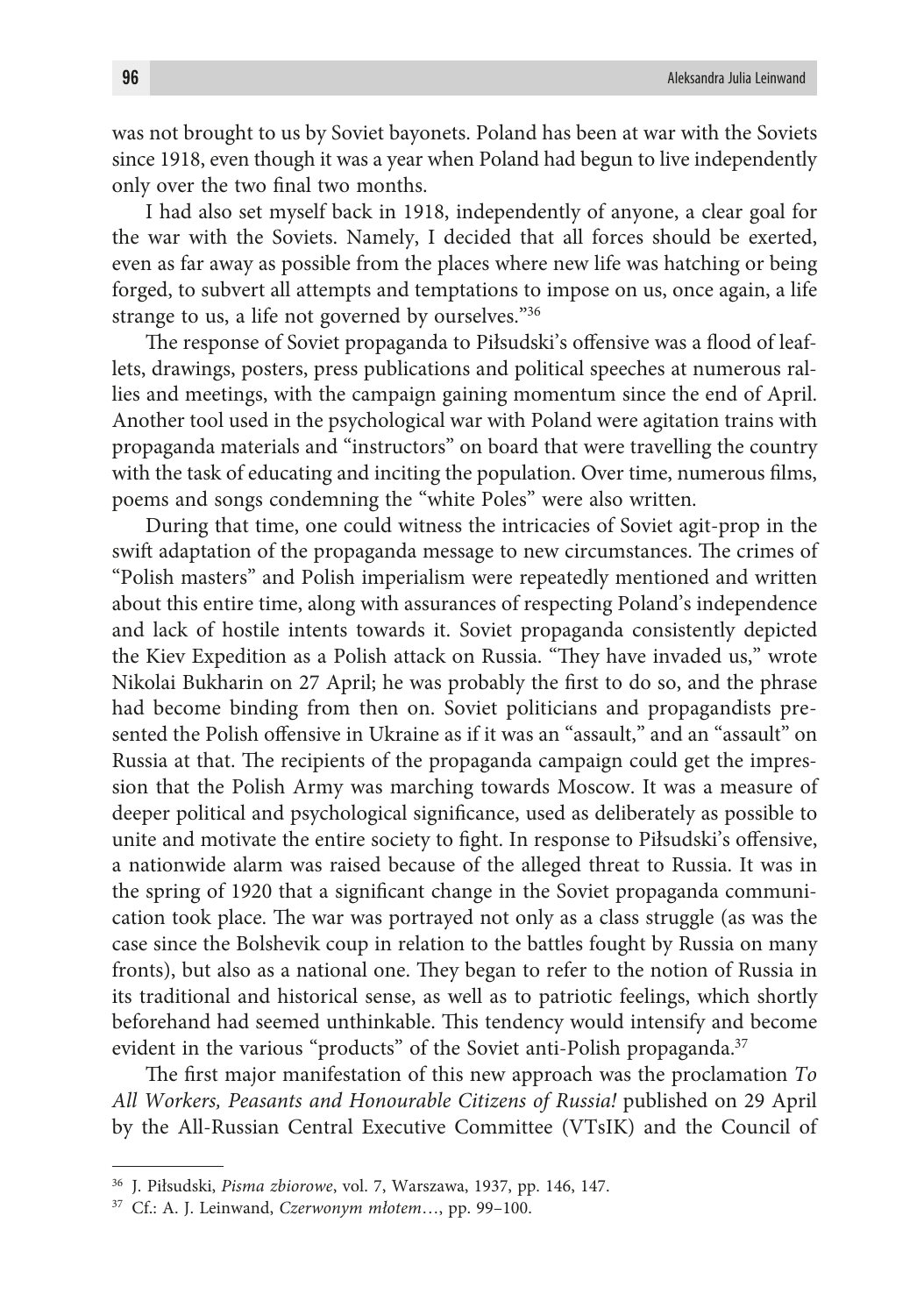was not brought to us by Soviet bayonets. Poland has been at war with the Soviets since 1918, even though it was a year when Poland had begun to live independently only over the two final two months.

I had also set myself back in 1918, independently of anyone, a clear goal for the war with the Soviets. Namely, I decided that all forces should be exerted, even as far away as possible from the places where new life was hatching or being forged, to subvert all attempts and temptations to impose on us, once again, a life strange to us, a life not governed by ourselves."[36]

The response of Soviet propaganda to Piłsudski's offensive was a flood of leaflets, drawings, posters, press publications and political speeches at numerous rallies and meetings, with the campaign gaining momentum since the end of April. Another tool used in the psychological war with Poland were agitation trains with propaganda materials and "instructors" on board that were travelling the country with the task of educating and inciting the population. Over time, numerous films, poems and songs condemning the "white Poles" were also written.

During that time, one could witness the intricacies of Soviet agit-prop in the swift adaptation of the propaganda message to new circumstances. The crimes of "Polish masters" and Polish imperialism were repeatedly mentioned and written about this entire time, along with assurances of respecting Poland's independence and lack of hostile intents towards it. Soviet propaganda consistently depicted the Kiev Expedition as a Polish attack on Russia. "They have invaded us," wrote Nikolai Bukharin on 27 April; he was probably the first to do so, and the phrase had become binding from then on. Soviet politicians and propagandists presented the Polish offensive in Ukraine as if it was an "assault," and an "assault" on Russia at that. The recipients of the propaganda campaign could get the impression that the Polish Army was marching towards Moscow. It was a measure of deeper political and psychological significance, used as deliberately as possible to unite and motivate the entire society to fight. In response to Piłsudski's offensive, a nationwide alarm was raised because of the alleged threat to Russia. It was in the spring of 1920 that a significant change in the Soviet propaganda communication took place. The war was portrayed not only as a class struggle (as was the case since the Bolshevik coup in relation to the battles fought by Russia on many fronts), but also as a national one. They began to refer to the notion of Russia in its traditional and historical sense, as well as to patriotic feelings, which shortly beforehand had seemed unthinkable. This tendency would intensify and become evident in the various "products" of the Soviet anti-Polish propaganda.[37]

The first major manifestation of this new approach was the proclamation *To All Workers, Peasants and Honourable Citizens of Russia!* published on 29 April by the All-Russian Central Executive Committee (VTsIK) and the Council of

---

[36] J. Piłsudski, *Pisma zbiorowe*, vol. 7, Warszawa, 1937, pp. 146, 147.

[37] Cf.: A. J. Leinwand, *Czerwonym młotem*…, pp. 99–100.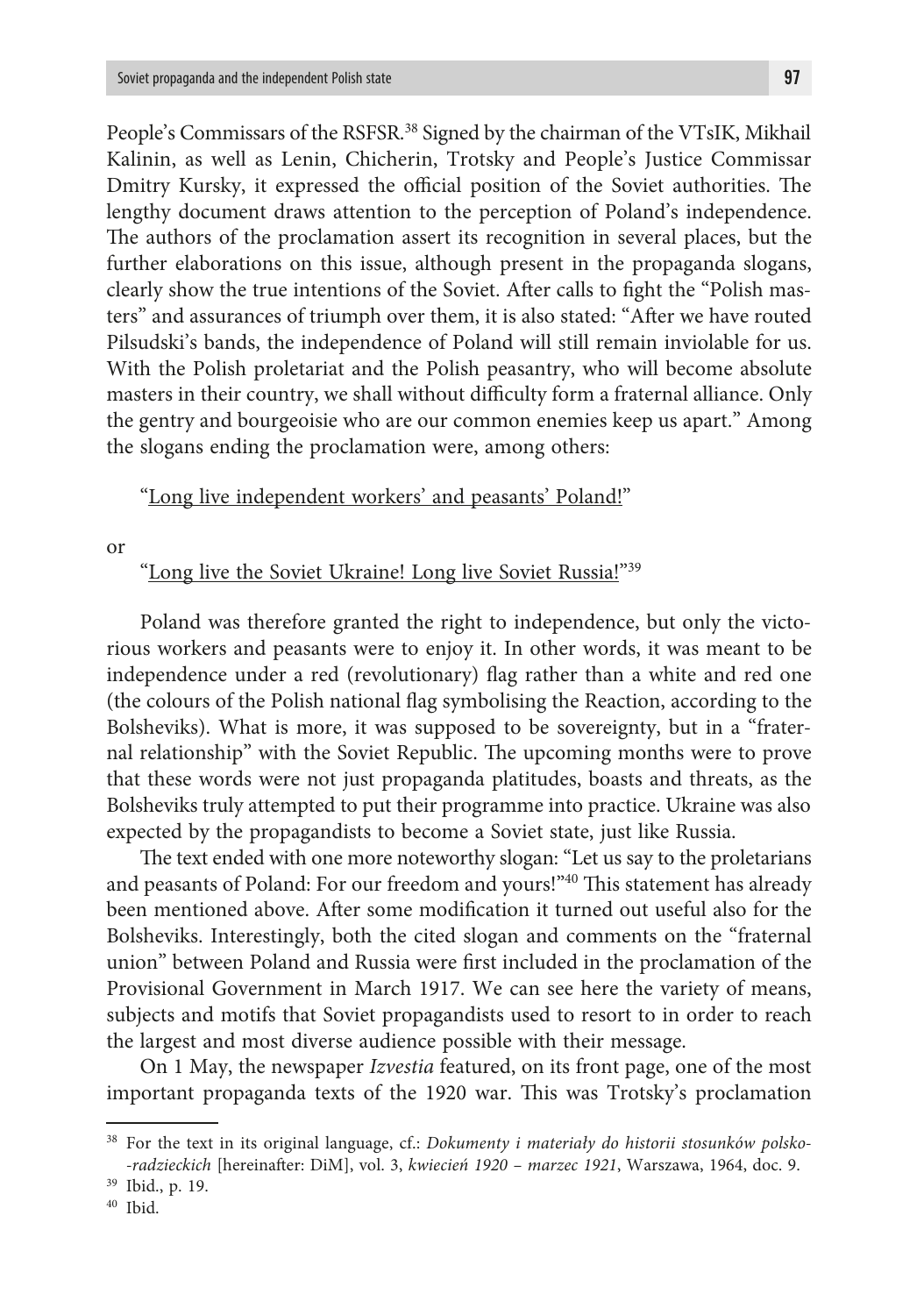People's Commissars of the RSFSR.[38] Signed by the chairman of the VTsIK, Mikhail Kalinin, as well as Lenin, Chicherin, Trotsky and People's Justice Commissar Dmitry Kursky, it expressed the official position of the Soviet authorities. The lengthy document draws attention to the perception of Poland's independence. The authors of the proclamation assert its recognition in several places, but the further elaborations on this issue, although present in the propaganda slogans, clearly show the true intentions of the Soviet. After calls to fight the "Polish masters" and assurances of triumph over them, it is also stated: "After we have routed Pilsudski's bands, the independence of Poland will still remain inviolable for us. With the Polish proletariat and the Polish peasantry, who will become absolute masters in their country, we shall without difficulty form a fraternal alliance. Only the gentry and bourgeoisie who are our common enemies keep us apart." Among the slogans ending the proclamation were, among others:

"<u>Long live independent workers' and peasants' Poland!</u>"

or

"<u>Long live the Soviet Ukraine! Long live Soviet Russia!</u>"[39]

Poland was therefore granted the right to independence, but only the victorious workers and peasants were to enjoy it. In other words, it was meant to be independence under a red (revolutionary) flag rather than a white and red one (the colours of the Polish national flag symbolising the Reaction, according to the Bolsheviks). What is more, it was supposed to be sovereignty, but in a "fraternal relationship" with the Soviet Republic. The upcoming months were to prove that these words were not just propaganda platitudes, boasts and threats, as the Bolsheviks truly attempted to put their programme into practice. Ukraine was also expected by the propagandists to become a Soviet state, just like Russia.

The text ended with one more noteworthy slogan: "Let us say to the proletarians and peasants of Poland: For our freedom and yours!"[40] This statement has already been mentioned above. After some modification it turned out useful also for the Bolsheviks. Interestingly, both the cited slogan and comments on the "fraternal union" between Poland and Russia were first included in the proclamation of the Provisional Government in March 1917. We can see here the variety of means, subjects and motifs that Soviet propagandists used to resort to in order to reach the largest and most diverse audience possible with their message.

On 1 May, the newspaper *Izvestia* featured, on its front page, one of the most important propaganda texts of the 1920 war. This was Trotsky's proclamation

---

[38] For the text in its original language, cf.: *Dokumenty i materiały do historii stosunków polsko--radzieckich* [hereinafter: DiM], vol. 3, *kwiecień 1920 – marzec 1921*, Warszawa, 1964, doc. 9.

[39] Ibid., p. 19.

[40] Ibid.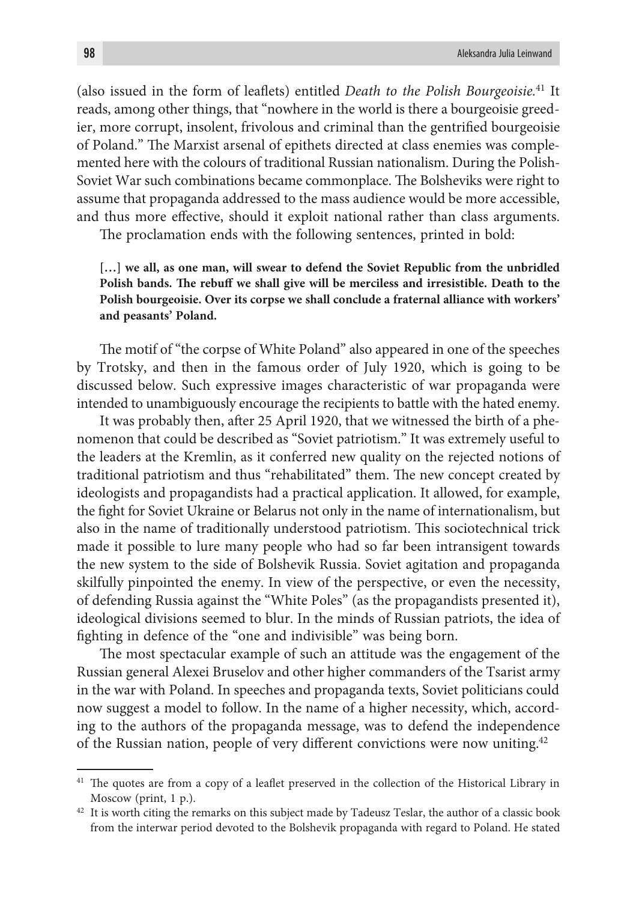(also issued in the form of leaflets) entitled *Death to the Polish Bourgeoisie.*[41] It reads, among other things, that "nowhere in the world is there a bourgeoisie greedier, more corrupt, insolent, frivolous and criminal than the gentrified bourgeoisie of Poland." The Marxist arsenal of epithets directed at class enemies was complemented here with the colours of traditional Russian nationalism. During the Polish-Soviet War such combinations became commonplace. The Bolsheviks were right to assume that propaganda addressed to the mass audience would be more accessible, and thus more effective, should it exploit national rather than class arguments.

The proclamation ends with the following sentences, printed in bold:

> **[…] we all, as one man, will swear to defend the Soviet Republic from the unbridled Polish bands. The rebuff we shall give will be merciless and irresistible. Death to the Polish bourgeoisie. Over its corpse we shall conclude a fraternal alliance with workers' and peasants' Poland.**

The motif of "the corpse of White Poland" also appeared in one of the speeches by Trotsky, and then in the famous order of July 1920, which is going to be discussed below. Such expressive images characteristic of war propaganda were intended to unambiguously encourage the recipients to battle with the hated enemy.

It was probably then, after 25 April 1920, that we witnessed the birth of a phenomenon that could be described as "Soviet patriotism." It was extremely useful to the leaders at the Kremlin, as it conferred new quality on the rejected notions of traditional patriotism and thus "rehabilitated" them. The new concept created by ideologists and propagandists had a practical application. It allowed, for example, the fight for Soviet Ukraine or Belarus not only in the name of internationalism, but also in the name of traditionally understood patriotism. This sociotechnical trick made it possible to lure many people who had so far been intransigent towards the new system to the side of Bolshevik Russia. Soviet agitation and propaganda skilfully pinpointed the enemy. In view of the perspective, or even the necessity, of defending Russia against the "White Poles" (as the propagandists presented it), ideological divisions seemed to blur. In the minds of Russian patriots, the idea of fighting in defence of the "one and indivisible" was being born.

The most spectacular example of such an attitude was the engagement of the Russian general Alexei Bruselov and other higher commanders of the Tsarist army in the war with Poland. In speeches and propaganda texts, Soviet politicians could now suggest a model to follow. In the name of a higher necessity, which, according to the authors of the propaganda message, was to defend the independence of the Russian nation, people of very different convictions were now uniting.[42]

---

[41] The quotes are from a copy of a leaflet preserved in the collection of the Historical Library in Moscow (print, 1 p.).

[42] It is worth citing the remarks on this subject made by Tadeusz Teslar, the author of a classic book from the interwar period devoted to the Bolshevik propaganda with regard to Poland. He stated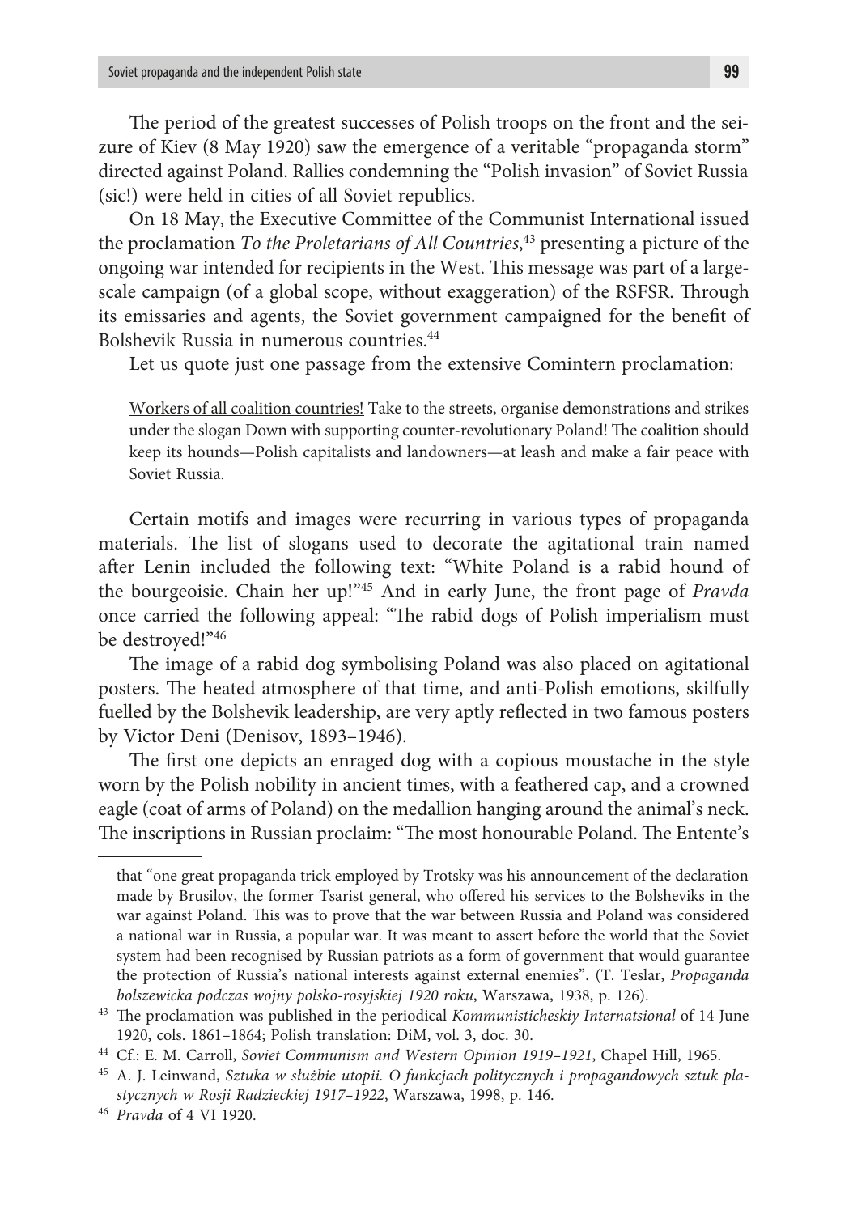The period of the greatest successes of Polish troops on the front and the seizure of Kiev (8 May 1920) saw the emergence of a veritable "propaganda storm" directed against Poland. Rallies condemning the "Polish invasion" of Soviet Russia (sic!) were held in cities of all Soviet republics.

On 18 May, the Executive Committee of the Communist International issued the proclamation *To the Proletarians of All Countries*,[43] presenting a picture of the ongoing war intended for recipients in the West. This message was part of a large-scale campaign (of a global scope, without exaggeration) of the RSFSR. Through its emissaries and agents, the Soviet government campaigned for the benefit of Bolshevik Russia in numerous countries.[44]

Let us quote just one passage from the extensive Comintern proclamation:

> Workers of all coalition countries! Take to the streets, organise demonstrations and strikes under the slogan Down with supporting counter-revolutionary Poland! The coalition should keep its hounds—Polish capitalists and landowners—at leash and make a fair peace with Soviet Russia.

Certain motifs and images were recurring in various types of propaganda materials. The list of slogans used to decorate the agitational train named after Lenin included the following text: "White Poland is a rabid hound of the bourgeoisie. Chain her up!"[45] And in early June, the front page of *Pravda* once carried the following appeal: "The rabid dogs of Polish imperialism must be destroyed!"[46]

The image of a rabid dog symbolising Poland was also placed on agitational posters. The heated atmosphere of that time, and anti-Polish emotions, skilfully fuelled by the Bolshevik leadership, are very aptly reflected in two famous posters by Victor Deni (Denisov, 1893–1946).

The first one depicts an enraged dog with a copious moustache in the style worn by the Polish nobility in ancient times, with a feathered cap, and a crowned eagle (coat of arms of Poland) on the medallion hanging around the animal's neck. The inscriptions in Russian proclaim: "The most honourable Poland. The Entente's

---

that "one great propaganda trick employed by Trotsky was his announcement of the declaration made by Brusilov, the former Tsarist general, who offered his services to the Bolsheviks in the war against Poland. This was to prove that the war between Russia and Poland was considered a national war in Russia, a popular war. It was meant to assert before the world that the Soviet system had been recognised by Russian patriots as a form of government that would guarantee the protection of Russia's national interests against external enemies". (T. Teslar, *Propaganda bolszewicka podczas wojny polsko-rosyjskiej 1920 roku*, Warszawa, 1938, p. 126).

[43] The proclamation was published in the periodical *Kommunisticheskiy Internatsional* of 14 June 1920, cols. 1861–1864; Polish translation: DiM, vol. 3, doc. 30.

[44] Cf.: E. M. Carroll, *Soviet Communism and Western Opinion 1919–1921*, Chapel Hill, 1965.

[45] A. J. Leinwand, *Sztuka w służbie utopii. O funkcjach politycznych i propagandowych sztuk plastycznych w Rosji Radzieckiej 1917–1922*, Warszawa, 1998, p. 146.

[46] *Pravda* of 4 VI 1920.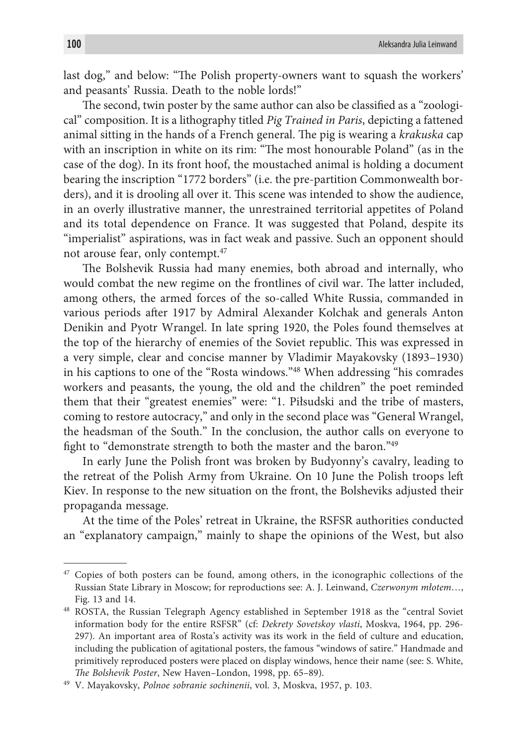last dog," and below: "The Polish property-owners want to squash the workers' and peasants' Russia. Death to the noble lords!"

The second, twin poster by the same author can also be classified as a "zoological" composition. It is a lithography titled *Pig Trained in Paris*, depicting a fattened animal sitting in the hands of a French general. The pig is wearing a *krakuska* cap with an inscription in white on its rim: "The most honourable Poland" (as in the case of the dog). In its front hoof, the moustached animal is holding a document bearing the inscription "1772 borders" (i.e. the pre-partition Commonwealth borders), and it is drooling all over it. This scene was intended to show the audience, in an overly illustrative manner, the unrestrained territorial appetites of Poland and its total dependence on France. It was suggested that Poland, despite its "imperialist" aspirations, was in fact weak and passive. Such an opponent should not arouse fear, only contempt.[47]

The Bolshevik Russia had many enemies, both abroad and internally, who would combat the new regime on the frontlines of civil war. The latter included, among others, the armed forces of the so-called White Russia, commanded in various periods after 1917 by Admiral Alexander Kolchak and generals Anton Denikin and Pyotr Wrangel. In late spring 1920, the Poles found themselves at the top of the hierarchy of enemies of the Soviet republic. This was expressed in a very simple, clear and concise manner by Vladimir Mayakovsky (1893–1930) in his captions to one of the "Rosta windows."[48] When addressing "his comrades workers and peasants, the young, the old and the children" the poet reminded them that their "greatest enemies" were: "1. Piłsudski and the tribe of masters, coming to restore autocracy," and only in the second place was "General Wrangel, the headsman of the South." In the conclusion, the author calls on everyone to fight to "demonstrate strength to both the master and the baron."[49]

In early June the Polish front was broken by Budyonny's cavalry, leading to the retreat of the Polish Army from Ukraine. On 10 June the Polish troops left Kiev. In response to the new situation on the front, the Bolsheviks adjusted their propaganda message.

At the time of the Poles' retreat in Ukraine, the RSFSR authorities conducted an "explanatory campaign," mainly to shape the opinions of the West, but also

---

[47] Copies of both posters can be found, among others, in the iconographic collections of the Russian State Library in Moscow; for reproductions see: A. J. Leinwand, *Czerwonym młotem*…, Fig. 13 and 14.

[48] ROSTA, the Russian Telegraph Agency established in September 1918 as the "central Soviet information body for the entire RSFSR" (cf: *Dekrety Sovetskoy vlasti*, Moskva, 1964, pp. 296-297). An important area of Rosta's activity was its work in the field of culture and education, including the publication of agitational posters, the famous "windows of satire." Handmade and primitively reproduced posters were placed on display windows, hence their name (see: S. White, *The Bolshevik Poster*, New Haven–London, 1998, pp. 65–89).

[49] V. Mayakovsky, *Polnoe sobranie sochinenii*, vol. 3, Moskva, 1957, p. 103.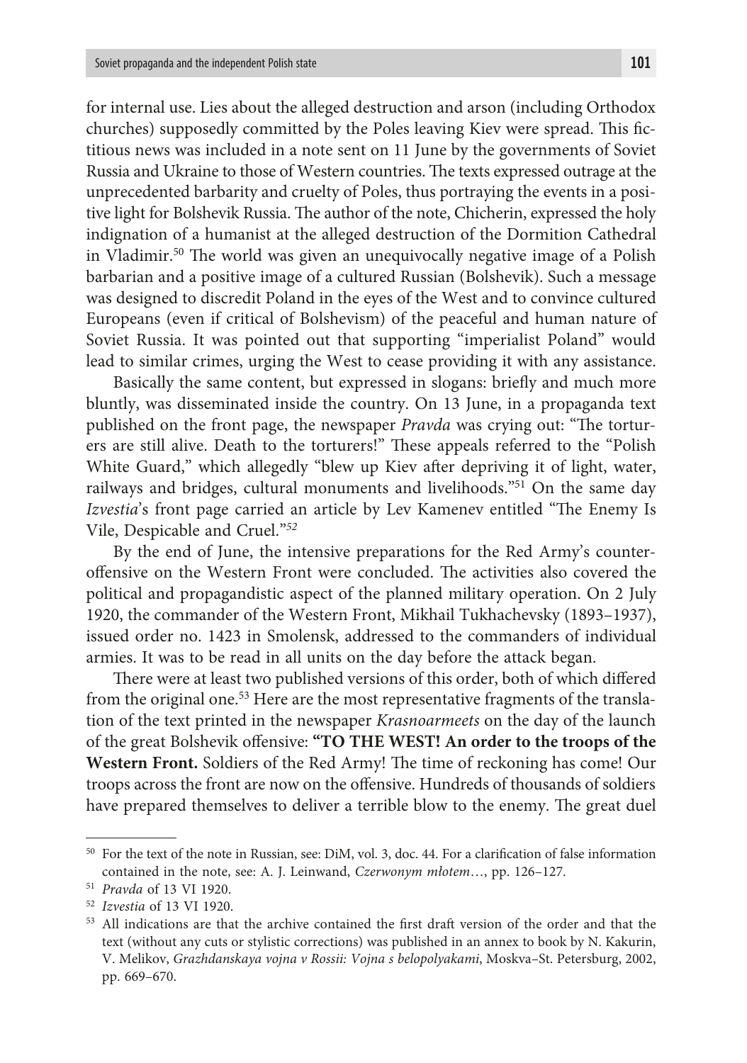for internal use. Lies about the alleged destruction and arson (including Orthodox churches) supposedly committed by the Poles leaving Kiev were spread. This fictitious news was included in a note sent on 11 June by the governments of Soviet Russia and Ukraine to those of Western countries. The texts expressed outrage at the unprecedented barbarity and cruelty of Poles, thus portraying the events in a positive light for Bolshevik Russia. The author of the note, Chicherin, expressed the holy indignation of a humanist at the alleged destruction of the Dormition Cathedral in Vladimir.[50] The world was given an unequivocally negative image of a Polish barbarian and a positive image of a cultured Russian (Bolshevik). Such a message was designed to discredit Poland in the eyes of the West and to convince cultured Europeans (even if critical of Bolshevism) of the peaceful and human nature of Soviet Russia. It was pointed out that supporting "imperialist Poland" would lead to similar crimes, urging the West to cease providing it with any assistance.

Basically the same content, but expressed in slogans: briefly and much more bluntly, was disseminated inside the country. On 13 June, in a propaganda text published on the front page, the newspaper *Pravda* was crying out: "The torturers are still alive. Death to the torturers!" These appeals referred to the "Polish White Guard," which allegedly "blew up Kiev after depriving it of light, water, railways and bridges, cultural monuments and livelihoods."[51] On the same day *Izvestia*'s front page carried an article by Lev Kamenev entitled "The Enemy Is Vile, Despicable and Cruel."[52]

By the end of June, the intensive preparations for the Red Army's counteroffensive on the Western Front were concluded. The activities also covered the political and propagandistic aspect of the planned military operation. On 2 July 1920, the commander of the Western Front, Mikhail Tukhachevsky (1893–1937), issued order no. 1423 in Smolensk, addressed to the commanders of individual armies. It was to be read in all units on the day before the attack began.

There were at least two published versions of this order, both of which differed from the original one.[53] Here are the most representative fragments of the translation of the text printed in the newspaper *Krasnoarmeets* on the day of the launch of the great Bolshevik offensive: **"TO THE WEST! An order to the troops of the Western Front.** Soldiers of the Red Army! The time of reckoning has come! Our troops across the front are now on the offensive. Hundreds of thousands of soldiers have prepared themselves to deliver a terrible blow to the enemy. The great duel

---

[50] For the text of the note in Russian, see: DiM, vol. 3, doc. 44. For a clarification of false information contained in the note, see: A. J. Leinwand, *Czerwonym młotem*…, pp. 126–127.

[51] *Pravda* of 13 VI 1920.

[52] *Izvestia* of 13 VI 1920.

[53] All indications are that the archive contained the first draft version of the order and that the text (without any cuts or stylistic corrections) was published in an annex to book by N. Kakurin, V. Melikov, *Grazhdanskaya vojna v Rossii: Vojna s belopolyakami*, Moskva–St. Petersburg, 2002, pp. 669–670.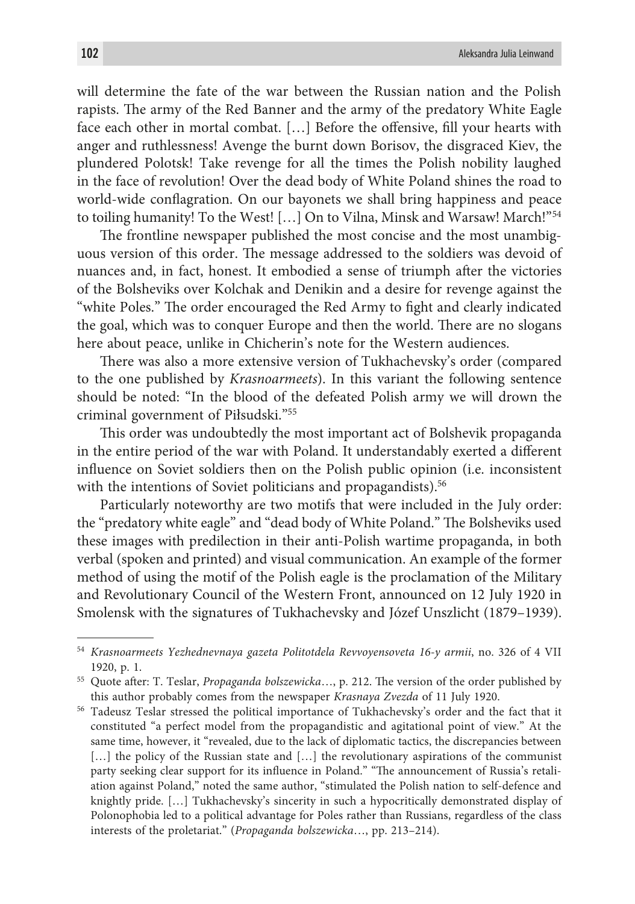will determine the fate of the war between the Russian nation and the Polish rapists. The army of the Red Banner and the army of the predatory White Eagle face each other in mortal combat. […] Before the offensive, fill your hearts with anger and ruthlessness! Avenge the burnt down Borisov, the disgraced Kiev, the plundered Polotsk! Take revenge for all the times the Polish nobility laughed in the face of revolution! Over the dead body of White Poland shines the road to world-wide conflagration. On our bayonets we shall bring happiness and peace to toiling humanity! To the West! […] On to Vilna, Minsk and Warsaw! March!"[54]

The frontline newspaper published the most concise and the most unambiguous version of this order. The message addressed to the soldiers was devoid of nuances and, in fact, honest. It embodied a sense of triumph after the victories of the Bolsheviks over Kolchak and Denikin and a desire for revenge against the "white Poles." The order encouraged the Red Army to fight and clearly indicated the goal, which was to conquer Europe and then the world. There are no slogans here about peace, unlike in Chicherin's note for the Western audiences.

There was also a more extensive version of Tukhachevsky's order (compared to the one published by *Krasnoarmeets*). In this variant the following sentence should be noted: "In the blood of the defeated Polish army we will drown the criminal government of Piłsudski."[55]

This order was undoubtedly the most important act of Bolshevik propaganda in the entire period of the war with Poland. It understandably exerted a different influence on Soviet soldiers then on the Polish public opinion (i.e. inconsistent with the intentions of Soviet politicians and propagandists).[56]

Particularly noteworthy are two motifs that were included in the July order: the "predatory white eagle" and "dead body of White Poland." The Bolsheviks used these images with predilection in their anti-Polish wartime propaganda, in both verbal (spoken and printed) and visual communication. An example of the former method of using the motif of the Polish eagle is the proclamation of the Military and Revolutionary Council of the Western Front, announced on 12 July 1920 in Smolensk with the signatures of Tukhachevsky and Józef Unszlicht (1879–1939).

---

[54] *Krasnoarmeets Yezhednevnaya gazeta Politotdela Revvoyensoveta 16-y armii*, no. 326 of 4 VII 1920, p. 1.

[55] Quote after: T. Teslar, *Propaganda bolszewicka*…, p. 212. The version of the order published by this author probably comes from the newspaper *Krasnaya Zvezda* of 11 July 1920.

[56] Tadeusz Teslar stressed the political importance of Tukhachevsky's order and the fact that it constituted "a perfect model from the propagandistic and agitational point of view." At the same time, however, it "revealed, due to the lack of diplomatic tactics, the discrepancies between […] the policy of the Russian state and […] the revolutionary aspirations of the communist party seeking clear support for its influence in Poland." "The announcement of Russia's retaliation against Poland," noted the same author, "stimulated the Polish nation to self-defence and knightly pride. […] Tukhachevsky's sincerity in such a hypocritically demonstrated display of Polonophobia led to a political advantage for Poles rather than Russians, regardless of the class interests of the proletariat." (*Propaganda bolszewicka*…, pp. 213–214).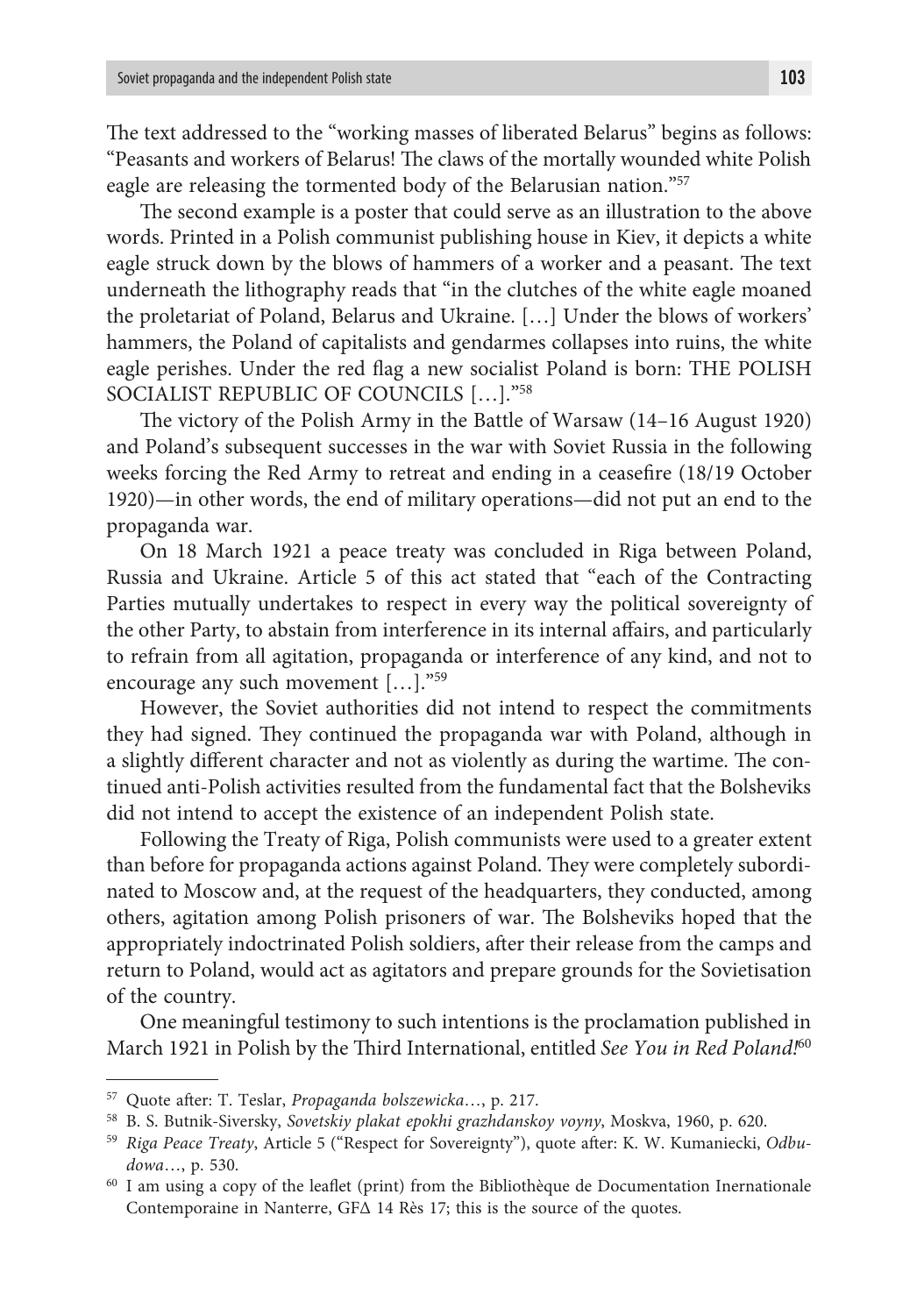The text addressed to the "working masses of liberated Belarus" begins as follows: "Peasants and workers of Belarus! The claws of the mortally wounded white Polish eagle are releasing the tormented body of the Belarusian nation."[57]

The second example is a poster that could serve as an illustration to the above words. Printed in a Polish communist publishing house in Kiev, it depicts a white eagle struck down by the blows of hammers of a worker and a peasant. The text underneath the lithography reads that "in the clutches of the white eagle moaned the proletariat of Poland, Belarus and Ukraine. […] Under the blows of workers' hammers, the Poland of capitalists and gendarmes collapses into ruins, the white eagle perishes. Under the red flag a new socialist Poland is born: THE POLISH SOCIALIST REPUBLIC OF COUNCILS […]."[58]

The victory of the Polish Army in the Battle of Warsaw (14–16 August 1920) and Poland's subsequent successes in the war with Soviet Russia in the following weeks forcing the Red Army to retreat and ending in a ceasefire (18/19 October 1920)—in other words, the end of military operations—did not put an end to the propaganda war.

On 18 March 1921 a peace treaty was concluded in Riga between Poland, Russia and Ukraine. Article 5 of this act stated that "each of the Contracting Parties mutually undertakes to respect in every way the political sovereignty of the other Party, to abstain from interference in its internal affairs, and particularly to refrain from all agitation, propaganda or interference of any kind, and not to encourage any such movement […]."[59]

However, the Soviet authorities did not intend to respect the commitments they had signed. They continued the propaganda war with Poland, although in a slightly different character and not as violently as during the wartime. The continued anti-Polish activities resulted from the fundamental fact that the Bolsheviks did not intend to accept the existence of an independent Polish state.

Following the Treaty of Riga, Polish communists were used to a greater extent than before for propaganda actions against Poland. They were completely subordinated to Moscow and, at the request of the headquarters, they conducted, among others, agitation among Polish prisoners of war. The Bolsheviks hoped that the appropriately indoctrinated Polish soldiers, after their release from the camps and return to Poland, would act as agitators and prepare grounds for the Sovietisation of the country.

One meaningful testimony to such intentions is the proclamation published in March 1921 in Polish by the Third International, entitled *See You in Red Poland!*[60]

---

[57] Quote after: T. Teslar, *Propaganda bolszewicka*…, p. 217.

[58] B. S. Butnik-Siversky, *Sovetskiy plakat epokhi grazhdanskoy voyny*, Moskva, 1960, p. 620.

[59] *Riga Peace Treaty*, Article 5 ("Respect for Sovereignty"), quote after: K. W. Kumaniecki, *Odbudowa*…, p. 530.

[60] I am using a copy of the leaflet (print) from the Bibliothèque de Documentation Inernationale Contemporaine in Nanterre, GFΔ 14 Rès 17; this is the source of the quotes.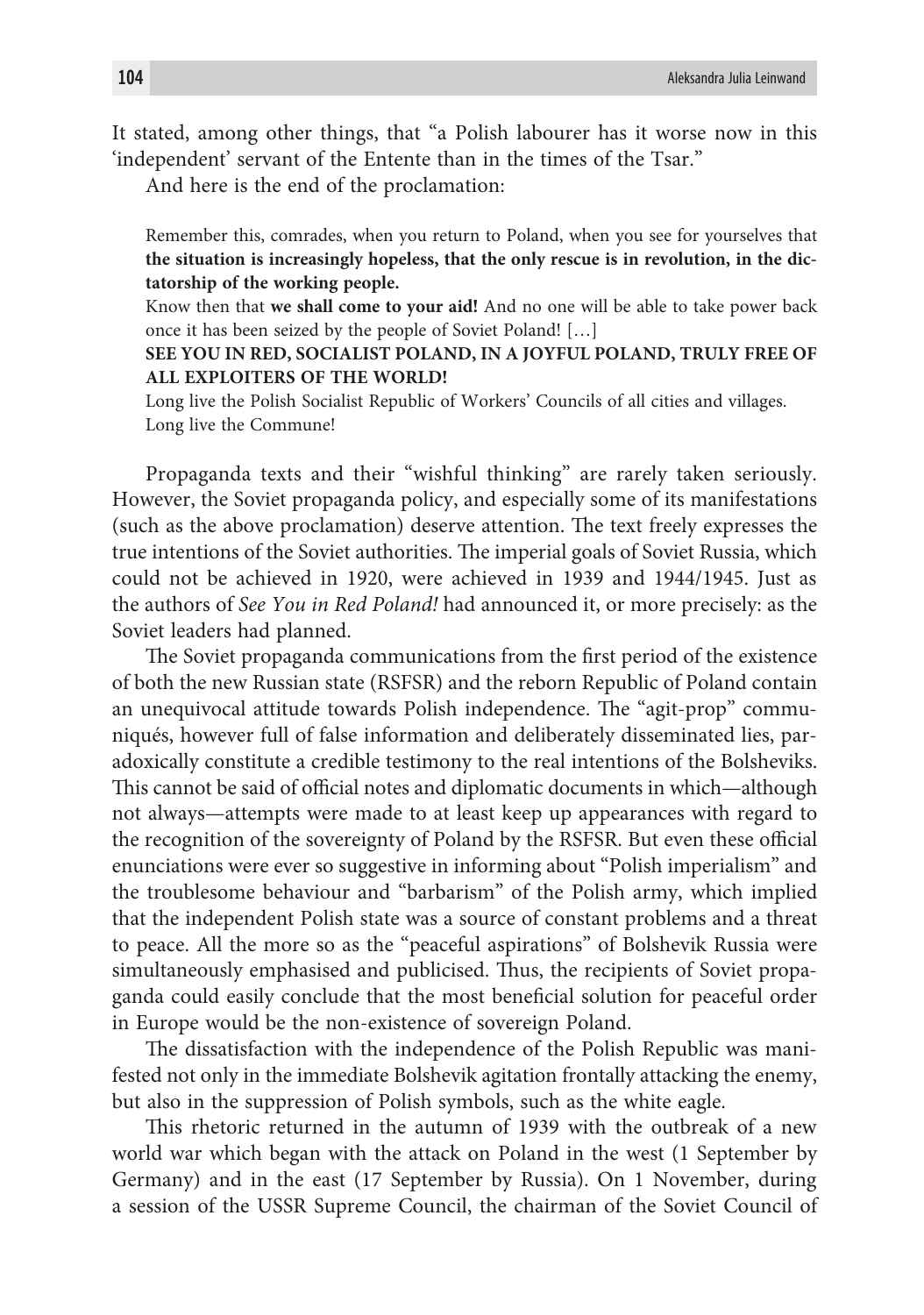It stated, among other things, that "a Polish labourer has it worse now in this 'independent' servant of the Entente than in the times of the Tsar."

And here is the end of the proclamation:

> Remember this, comrades, when you return to Poland, when you see for yourselves that **the situation is increasingly hopeless, that the only rescue is in revolution, in the dictatorship of the working people.**
>
> Know then that **we shall come to your aid!** And no one will be able to take power back once it has been seized by the people of Soviet Poland! […]
>
> **SEE YOU IN RED, SOCIALIST POLAND, IN A JOYFUL POLAND, TRULY FREE OF ALL EXPLOITERS OF THE WORLD!**
>
> Long live the Polish Socialist Republic of Workers' Councils of all cities and villages.
> Long live the Commune!

Propaganda texts and their "wishful thinking" are rarely taken seriously. However, the Soviet propaganda policy, and especially some of its manifestations (such as the above proclamation) deserve attention. The text freely expresses the true intentions of the Soviet authorities. The imperial goals of Soviet Russia, which could not be achieved in 1920, were achieved in 1939 and 1944/1945. Just as the authors of *See You in Red Poland!* had announced it, or more precisely: as the Soviet leaders had planned.

The Soviet propaganda communications from the first period of the existence of both the new Russian state (RSFSR) and the reborn Republic of Poland contain an unequivocal attitude towards Polish independence. The "agit-prop" communiqués, however full of false information and deliberately disseminated lies, paradoxically constitute a credible testimony to the real intentions of the Bolsheviks. This cannot be said of official notes and diplomatic documents in which—although not always—attempts were made to at least keep up appearances with regard to the recognition of the sovereignty of Poland by the RSFSR. But even these official enunciations were ever so suggestive in informing about "Polish imperialism" and the troublesome behaviour and "barbarism" of the Polish army, which implied that the independent Polish state was a source of constant problems and a threat to peace. All the more so as the "peaceful aspirations" of Bolshevik Russia were simultaneously emphasised and publicised. Thus, the recipients of Soviet propaganda could easily conclude that the most beneficial solution for peaceful order in Europe would be the non-existence of sovereign Poland.

The dissatisfaction with the independence of the Polish Republic was manifested not only in the immediate Bolshevik agitation frontally attacking the enemy, but also in the suppression of Polish symbols, such as the white eagle.

This rhetoric returned in the autumn of 1939 with the outbreak of a new world war which began with the attack on Poland in the west (1 September by Germany) and in the east (17 September by Russia). On 1 November, during a session of the USSR Supreme Council, the chairman of the Soviet Council of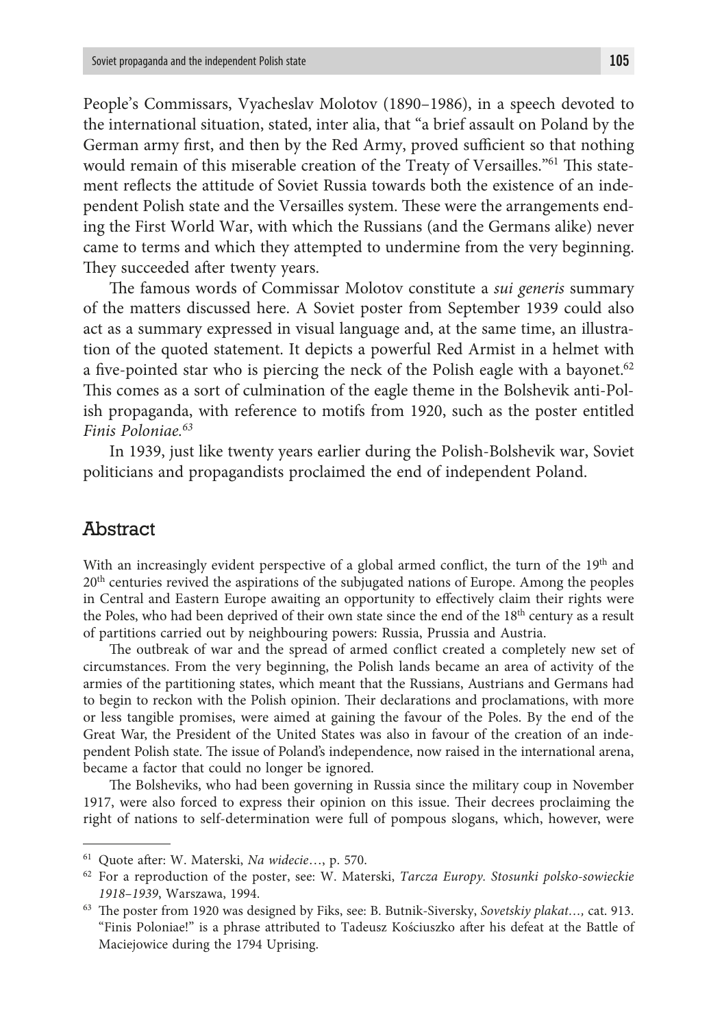People's Commissars, Vyacheslav Molotov (1890–1986), in a speech devoted to the international situation, stated, inter alia, that "a brief assault on Poland by the German army first, and then by the Red Army, proved sufficient so that nothing would remain of this miserable creation of the Treaty of Versailles."[61] This statement reflects the attitude of Soviet Russia towards both the existence of an independent Polish state and the Versailles system. These were the arrangements ending the First World War, with which the Russians (and the Germans alike) never came to terms and which they attempted to undermine from the very beginning. They succeeded after twenty years.

The famous words of Commissar Molotov constitute a *sui generis* summary of the matters discussed here. A Soviet poster from September 1939 could also act as a summary expressed in visual language and, at the same time, an illustration of the quoted statement. It depicts a powerful Red Armist in a helmet with a five-pointed star who is piercing the neck of the Polish eagle with a bayonet.[62] This comes as a sort of culmination of the eagle theme in the Bolshevik anti-Polish propaganda, with reference to motifs from 1920, such as the poster entitled *Finis Poloniae.*[63]

In 1939, just like twenty years earlier during the Polish-Bolshevik war, Soviet politicians and propagandists proclaimed the end of independent Poland.

## Abstract

With an increasingly evident perspective of a global armed conflict, the turn of the 19th and 20th centuries revived the aspirations of the subjugated nations of Europe. Among the peoples in Central and Eastern Europe awaiting an opportunity to effectively claim their rights were the Poles, who had been deprived of their own state since the end of the 18th century as a result of partitions carried out by neighbouring powers: Russia, Prussia and Austria.

The outbreak of war and the spread of armed conflict created a completely new set of circumstances. From the very beginning, the Polish lands became an area of activity of the armies of the partitioning states, which meant that the Russians, Austrians and Germans had to begin to reckon with the Polish opinion. Their declarations and proclamations, with more or less tangible promises, were aimed at gaining the favour of the Poles. By the end of the Great War, the President of the United States was also in favour of the creation of an independent Polish state. The issue of Poland's independence, now raised in the international arena, became a factor that could no longer be ignored.

The Bolsheviks, who had been governing in Russia since the military coup in November 1917, were also forced to express their opinion on this issue. Their decrees proclaiming the right of nations to self-determination were full of pompous slogans, which, however, were

---

[61] Quote after: W. Materski, *Na widecie*…, p. 570.

[62] For a reproduction of the poster, see: W. Materski, *Tarcza Europy. Stosunki polsko-sowieckie 1918–1939*, Warszawa, 1994.

[63] The poster from 1920 was designed by Fiks, see: B. Butnik-Siversky, *Sovetskiy plakat…,* cat. 913. "Finis Poloniae!" is a phrase attributed to Tadeusz Kościuszko after his defeat at the Battle of Maciejowice during the 1794 Uprising.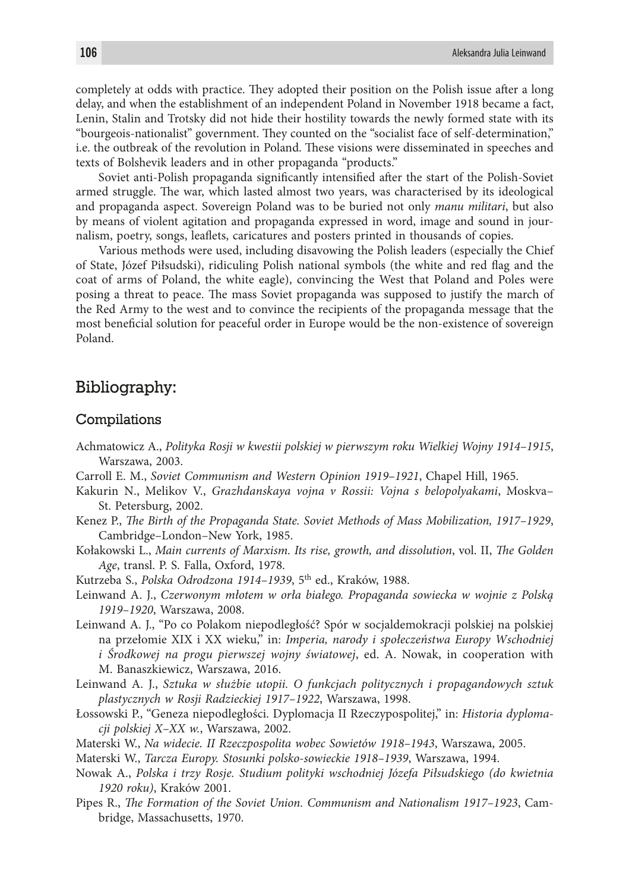completely at odds with practice. They adopted their position on the Polish issue after a long delay, and when the establishment of an independent Poland in November 1918 became a fact, Lenin, Stalin and Trotsky did not hide their hostility towards the newly formed state with its "bourgeois-nationalist" government. They counted on the "socialist face of self-determination," i.e. the outbreak of the revolution in Poland. These visions were disseminated in speeches and texts of Bolshevik leaders and in other propaganda "products."

Soviet anti-Polish propaganda significantly intensified after the start of the Polish-Soviet armed struggle. The war, which lasted almost two years, was characterised by its ideological and propaganda aspect. Sovereign Poland was to be buried not only *manu militari*, but also by means of violent agitation and propaganda expressed in word, image and sound in journalism, poetry, songs, leaflets, caricatures and posters printed in thousands of copies.

Various methods were used, including disavowing the Polish leaders (especially the Chief of State, Józef Piłsudski), ridiculing Polish national symbols (the white and red flag and the coat of arms of Poland, the white eagle), convincing the West that Poland and Poles were posing a threat to peace. The mass Soviet propaganda was supposed to justify the march of the Red Army to the west and to convince the recipients of the propaganda message that the most beneficial solution for peaceful order in Europe would be the non-existence of sovereign Poland.

## Bibliography:

### Compilations

Achmatowicz A., *Polityka Rosji w kwestii polskiej w pierwszym roku Wielkiej Wojny 1914–1915*, Warszawa, 2003.

Carroll E. M., *Soviet Communism and Western Opinion 1919–1921*, Chapel Hill, 1965.

Kakurin N., Melikov V., *Grazhdanskaya vojna v Rossii: Vojna s belopolyakami*, Moskva–St. Petersburg, 2002.

Kenez P., *The Birth of the Propaganda State. Soviet Methods of Mass Mobilization, 1917–1929*, Cambridge–London–New York, 1985.

Kołakowski L., *Main currents of Marxism. Its rise, growth, and dissolution*, vol. II, *The Golden Age*, transl. P. S. Falla, Oxford, 1978.

Kutrzeba S., *Polska Odrodzona 1914–1939*, 5th ed., Kraków, 1988.

Leinwand A. J., *Czerwonym młotem w orła białego. Propaganda sowiecka w wojnie z Polską 1919–1920*, Warszawa, 2008.

Leinwand A. J., "Po co Polakom niepodległość? Spór w socjaldemokracji polskiej na polskiej na przełomie XIX i XX wieku," in: *Imperia, narody i społeczeństwa Europy Wschodniej i Środkowej na progu pierwszej wojny światowej*, ed. A. Nowak, in cooperation with M. Banaszkiewicz, Warszawa, 2016.

Leinwand A. J., *Sztuka w służbie utopii. O funkcjach politycznych i propagandowych sztuk plastycznych w Rosji Radzieckiej 1917–1922*, Warszawa, 1998.

Łossowski P., "Geneza niepodległości. Dyplomacja II Rzeczypospolitej," in: *Historia dyplomacji polskiej X–XX w.*, Warszawa, 2002.

Materski W., *Na widecie. II Rzeczpospolita wobec Sowietów 1918–1943*, Warszawa, 2005.

Materski W., *Tarcza Europy. Stosunki polsko-sowieckie 1918–1939*, Warszawa, 1994.

Nowak A., *Polska i trzy Rosje. Studium polityki wschodniej Józefa Piłsudskiego (do kwietnia 1920 roku)*, Kraków 2001.

Pipes R., *The Formation of the Soviet Union. Communism and Nationalism 1917–1923*, Cambridge, Massachusetts, 1970.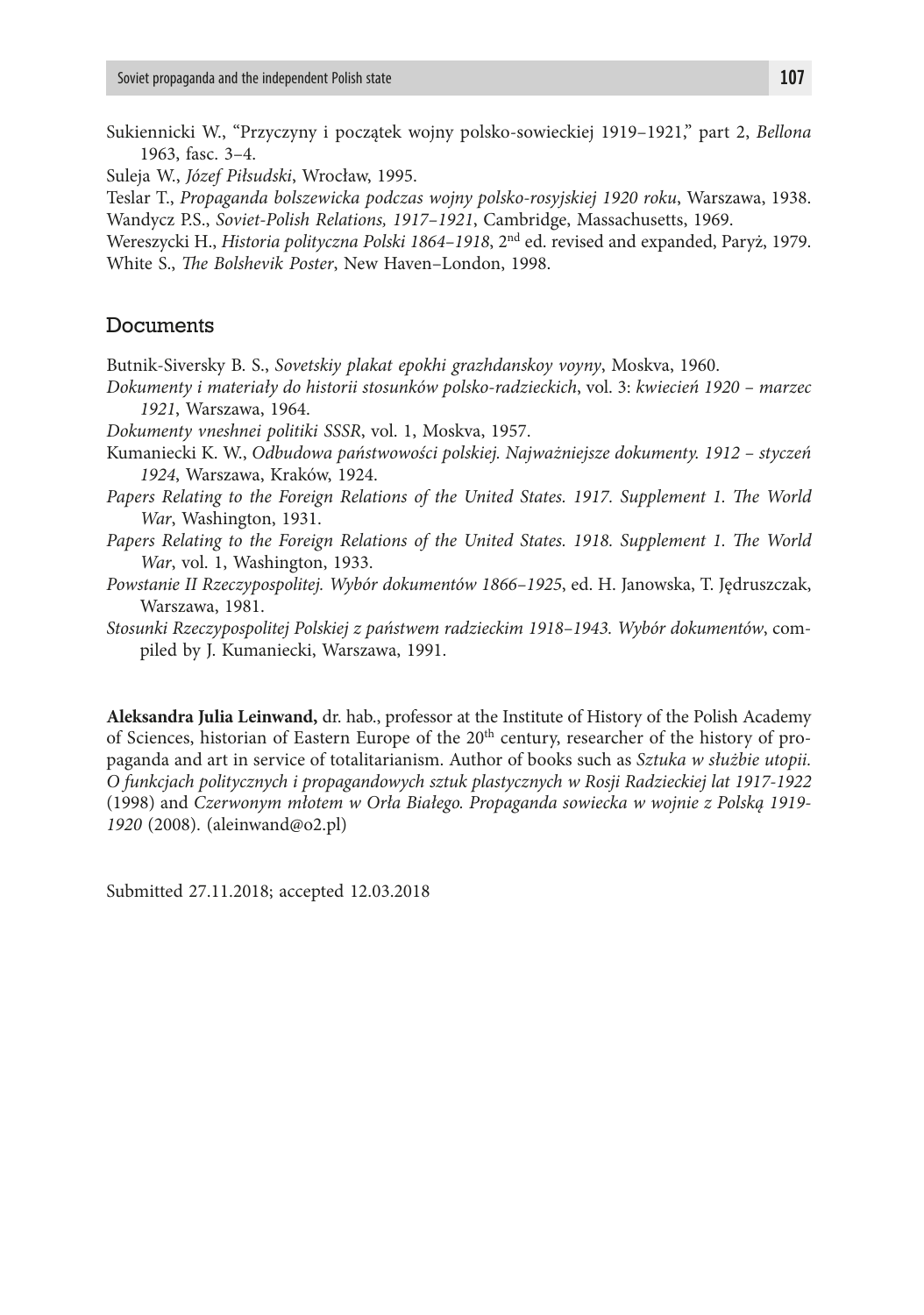Sukiennicki W., "Przyczyny i początek wojny polsko-sowieckiej 1919–1921," part 2, *Bellona* 1963, fasc. 3–4.

Suleja W., *Józef Piłsudski*, Wrocław, 1995.

Teslar T., *Propaganda bolszewicka podczas wojny polsko-rosyjskiej 1920 roku*, Warszawa, 1938.

Wandycz P.S., *Soviet-Polish Relations, 1917–1921*, Cambridge, Massachusetts, 1969.

Wereszycki H., *Historia polityczna Polski 1864–1918*, 2nd ed. revised and expanded, Paryż, 1979.

White S., *The Bolshevik Poster*, New Haven–London, 1998.

## Documents

Butnik-Siversky B. S., *Sovetskiy plakat epokhi grazhdanskoy voyny*, Moskva, 1960.

*Dokumenty i materiały do historii stosunków polsko-radzieckich*, vol. 3: *kwiecień 1920 – marzec 1921*, Warszawa, 1964.

*Dokumenty vneshnei politiki SSSR*, vol. 1, Moskva, 1957.

Kumaniecki K. W., *Odbudowa państwowości polskiej. Najważniejsze dokumenty. 1912 – styczeń 1924*, Warszawa, Kraków, 1924.

*Papers Relating to the Foreign Relations of the United States. 1917. Supplement 1. The World War*, Washington, 1931.

*Papers Relating to the Foreign Relations of the United States. 1918. Supplement 1. The World War*, vol. 1, Washington, 1933.

*Powstanie II Rzeczypospolitej. Wybór dokumentów 1866–1925*, ed. H. Janowska, T. Jędruszczak, Warszawa, 1981.

*Stosunki Rzeczypospolitej Polskiej z państwem radzieckim 1918–1943. Wybór dokumentów*, compiled by J. Kumaniecki, Warszawa, 1991.

**Aleksandra Julia Leinwand,** dr. hab., professor at the Institute of History of the Polish Academy of Sciences, historian of Eastern Europe of the 20th century, researcher of the history of propaganda and art in service of totalitarianism. Author of books such as *Sztuka w służbie utopii. O funkcjach politycznych i propagandowych sztuk plastycznych w Rosji Radzieckiej lat 1917-1922* (1998) and *Czerwonym młotem w Orła Białego. Propaganda sowiecka w wojnie z Polską 1919-1920* (2008). (aleinwand@o2.pl)

Submitted 27.11.2018; accepted 12.03.2018